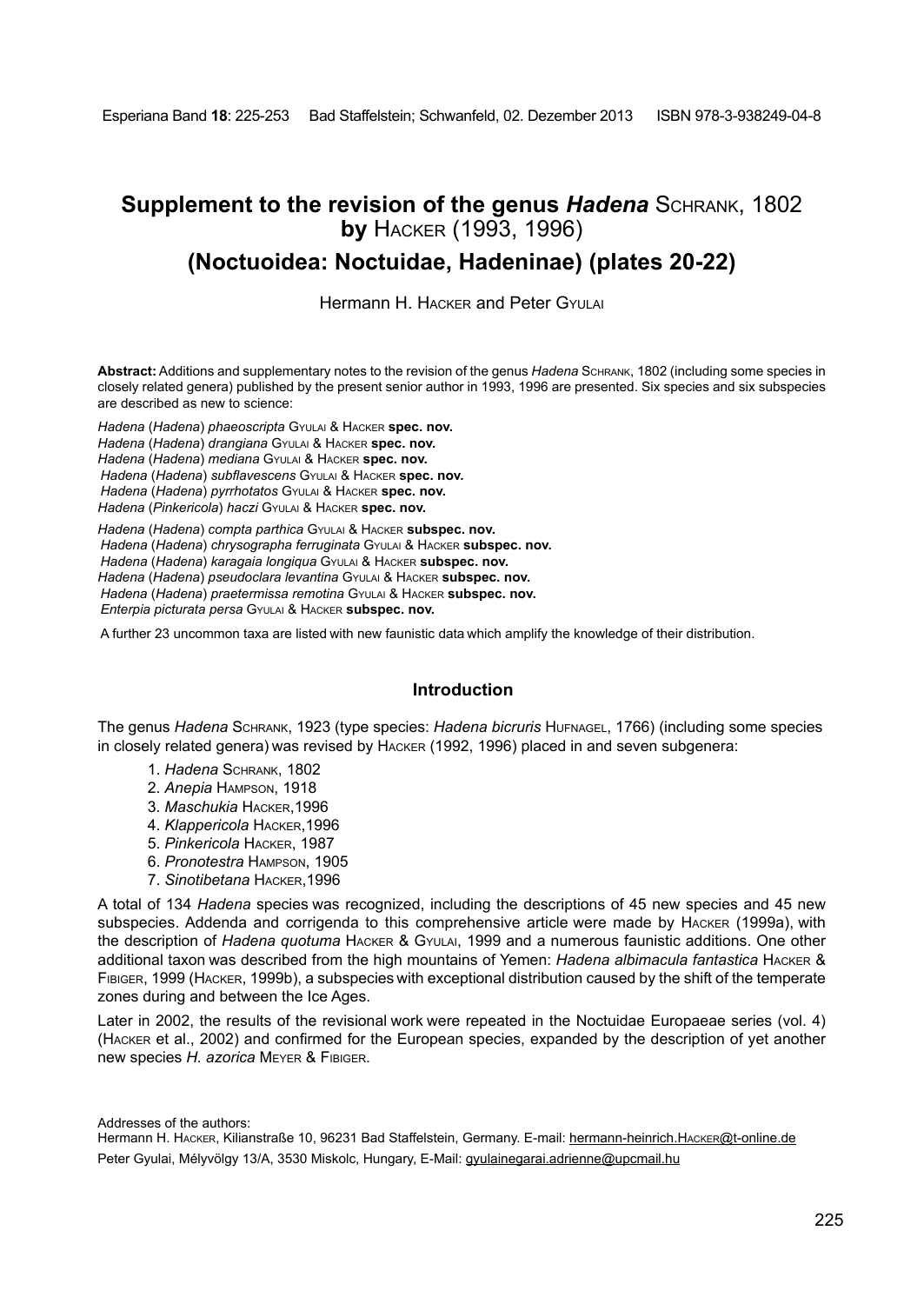Esperiana Band **18**: 225-253 Bad Staffelstein; Schwanfeld, 02. Dezember 2013 ISBN 978-3-938249-04-8

# Supplement to the revision of the genus *Hadena* Schrank, 1802 by Hacker (1993, 1996)

## (Noctuoidea: Noctuidae, Hadeninae) (plates 20-22)

Hermann H. Hacker and Peter Gyulai

**Abstract:** Additions and supplementary notes to the revision of the genus *Hadena* Schrank, 1802 (including some species in closely related genera) published by the present senior author in 1993, 1996 are presented. Six species and six subspecies are described as new to science:

*Hadena* (*Hadena*) *phaeoscripta* Gyulai & Hacker **spec. nov.**
*Hadena* (*Hadena*) *drangiana* Gyulai & Hacker **spec. nov.**
*Hadena* (*Hadena*) *mediana* Gyulai & Hacker **spec. nov.**
*Hadena* (*Hadena*) *subflavescens* Gyulai & Hacker **spec. nov.**
*Hadena* (*Hadena*) *pyrrhotatos* Gyulai & Hacker **spec. nov.**
*Hadena* (*Pinkericola*) *haczi* Gyulai & Hacker **spec. nov.**

*Hadena* (*Hadena*) *compta parthica* Gyulai & Hacker **subspec. nov.**
*Hadena* (*Hadena*) *chrysographa ferruginata* Gyulai & Hacker **subspec. nov.**
*Hadena* (*Hadena*) *karagaia longiqua* Gyulai & Hacker **subspec. nov.**
*Hadena* (*Hadena*) *pseudoclara levantina* Gyulai & Hacker **subspec. nov.**
*Hadena* (*Hadena*) *praetermissa remotina* Gyulai & Hacker **subspec. nov.**
*Enterpia picturata persa* Gyulai & Hacker **subspec. nov.**

A further 23 uncommon taxa are listed with new faunistic data which amplify the knowledge of their distribution.

### Introduction

The genus *Hadena* Schrank, 1923 (type species: *Hadena bicruris* Hufnagel, 1766) (including some species in closely related genera) was revised by Hacker (1992, 1996) placed in and seven subgenera:

1. *Hadena* Schrank, 1802
2. *Anepia* Hampson, 1918
3. *Maschukia* Hacker,1996
4. *Klappericola* Hacker,1996
5. *Pinkericola* Hacker, 1987
6. *Pronotestra* Hampson, 1905
7. *Sinotibetana* Hacker,1996

A total of 134 *Hadena* species was recognized, including the descriptions of 45 new species and 45 new subspecies. Addenda and corrigenda to this comprehensive article were made by Hacker (1999a), with the description of *Hadena quotuma* Hacker & Gyulai, 1999 and a numerous faunistic additions. One other additional taxon was described from the high mountains of Yemen: *Hadena albimacula fantastica* Hacker & Fibiger, 1999 (Hacker, 1999b), a subspecies with exceptional distribution caused by the shift of the temperate zones during and between the Ice Ages.

Later in 2002, the results of the revisional work were repeated in the Noctuidae Europaeae series (vol. 4) (Hacker et al., 2002) and confirmed for the European species, expanded by the description of yet another new species *H. azorica* Meyer & Fibiger.

Addresses of the authors:
Hermann H. Hacker, Kilianstraße 10, 96231 Bad Staffelstein, Germany. E-mail: hermann-heinrich.Hacker@t-online.de
Peter Gyulai, Mélyvölgy 13/A, 3530 Miskolc, Hungary, E-Mail: gyulainegarai.adrienne@upcmail.hu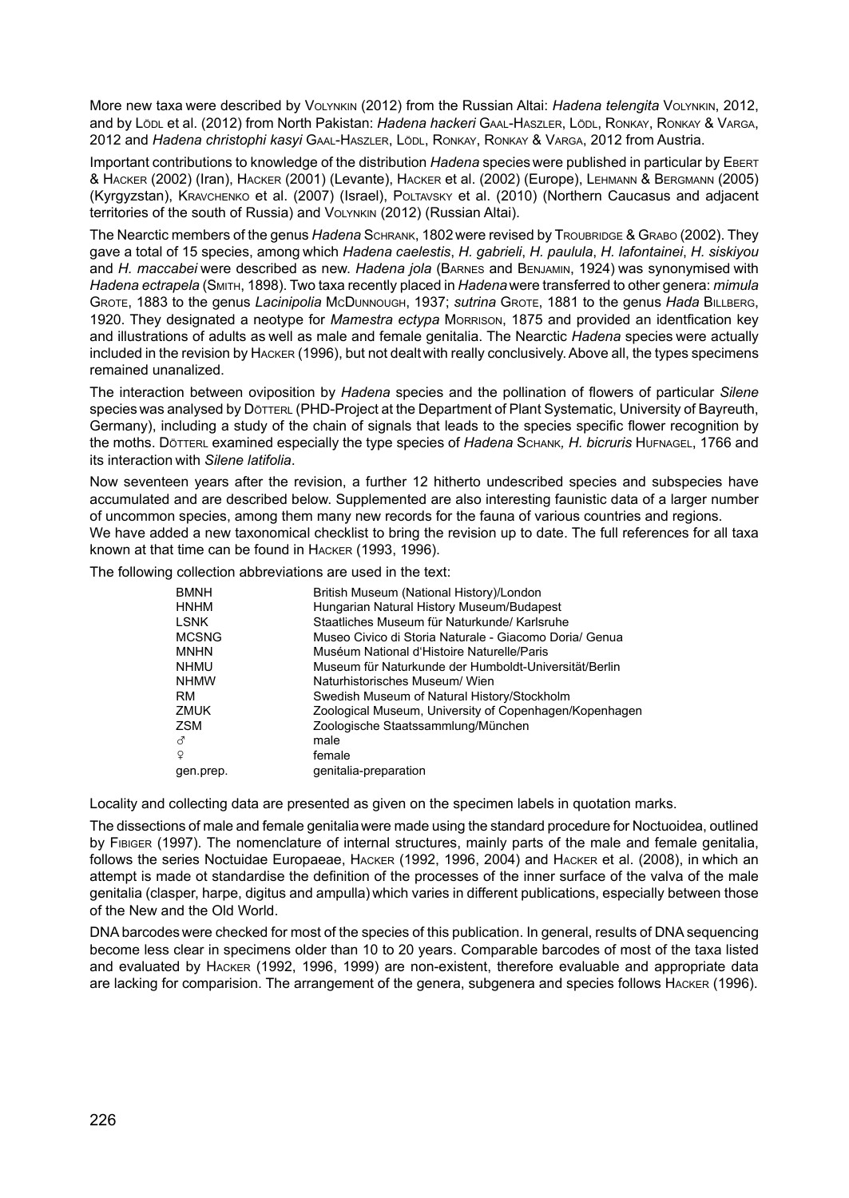More new taxa were described by Volynkin (2012) from the Russian Altai: *Hadena telengita* Volynkin, 2012, and by Lödl et al. (2012) from North Pakistan: *Hadena hackeri* Gaal-Haszler, Lödl, Ronkay, Ronkay & Varga, 2012 and *Hadena christophi kasyi* Gaal-Haszler, Lödl, Ronkay, Ronkay & Varga, 2012 from Austria.

Important contributions to knowledge of the distribution *Hadena* species were published in particular by Ebert & Hacker (2002) (Iran), Hacker (2001) (Levante), Hacker et al. (2002) (Europe), Lehmann & Bergmann (2005) (Kyrgyzstan), Kravchenko et al. (2007) (Israel), Poltavsky et al. (2010) (Northern Caucasus and adjacent territories of the south of Russia) and Volynkin (2012) (Russian Altai).

The Nearctic members of the genus *Hadena* Schrank, 1802 were revised by Troubridge & Grabo (2002). They gave a total of 15 species, among which *Hadena caelestis*, *H. gabrieli*, *H. paulula*, *H. lafontainei*, *H. siskiyou* and *H. maccabei* were described as new. *Hadena jola* (Barnes and Benjamin, 1924) was synonymised with *Hadena ectrapela* (Smith, 1898). Two taxa recently placed in *Hadena* were transferred to other genera: *mimula* Grote, 1883 to the genus *Lacinipolia* McDunnough, 1937; *sutrina* Grote, 1881 to the genus *Hada* Billberg, 1920. They designated a neotype for *Mamestra ectypa* Morrison, 1875 and provided an identfication key and illustrations of adults as well as male and female genitalia. The Nearctic *Hadena* species were actually included in the revision by Hacker (1996), but not dealt with really conclusively. Above all, the types specimens remained unanalized.

The interaction between oviposition by *Hadena* species and the pollination of flowers of particular *Silene* species was analysed by Dötterl (PHD-Project at the Department of Plant Systematic, University of Bayreuth, Germany), including a study of the chain of signals that leads to the species specific flower recognition by the moths. Dötterl examined especially the type species of *Hadena* Schank, *H. bicruris* Hufnagel, 1766 and its interaction with *Silene latifolia*.

Now seventeen years after the revision, a further 12 hitherto undescribed species and subspecies have accumulated and are described below. Supplemented are also interesting faunistic data of a larger number of uncommon species, among them many new records for the fauna of various countries and regions.
We have added a new taxonomical checklist to bring the revision up to date. The full references for all taxa known at that time can be found in Hacker (1993, 1996).

The following collection abbreviations are used in the text:

| | |
|---|---|
| BMNH | British Museum (National History)/London |
| HNHM | Hungarian Natural History Museum/Budapest |
| LSNK | Staatliches Museum für Naturkunde/ Karlsruhe |
| MCSNG | Museo Civico di Storia Naturale - Giacomo Doria/ Genua |
| MNHN | Muséum National d'Histoire Naturelle/Paris |
| NHMU | Museum für Naturkunde der Humboldt-Universität/Berlin |
| NHMW | Naturhistorisches Museum/ Wien |
| RM | Swedish Museum of Natural History/Stockholm |
| ZMUK | Zoological Museum, University of Copenhagen/Kopenhagen |
| ZSM | Zoologische Staatssammlung/München |
| ♂ | male |
| ♀ | female |
| gen.prep. | genitalia-preparation |

Locality and collecting data are presented as given on the specimen labels in quotation marks.

The dissections of male and female genitalia were made using the standard procedure for Noctuoidea, outlined by Fibiger (1997). The nomenclature of internal structures, mainly parts of the male and female genitalia, follows the series Noctuidae Europaeae, Hacker (1992, 1996, 2004) and Hacker et al. (2008), in which an attempt is made ot standardise the definition of the processes of the inner surface of the valva of the male genitalia (clasper, harpe, digitus and ampulla) which varies in different publications, especially between those of the New and the Old World.

DNA barcodes were checked for most of the species of this publication. In general, results of DNA sequencing become less clear in specimens older than 10 to 20 years. Comparable barcodes of most of the taxa listed and evaluated by Hacker (1992, 1996, 1999) are non-existent, therefore evaluable and appropriate data are lacking for comparision. The arrangement of the genera, subgenera and species follows Hacker (1996).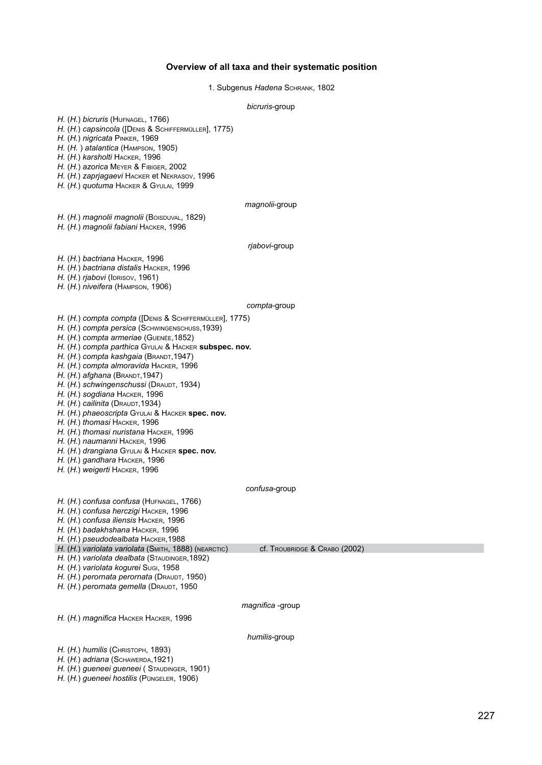## Overview of all taxa and their systematic position

### 1. Subgenus *Hadena* Schrank, 1802

#### *bicruris*-group

*H.* (*H.*) *bicruris* (Hufnagel, 1766)
*H.* (*H.*) *capsincola* ([Denis & Schiffermüller], 1775)
*H.* (*H.*) *nigricata* Pinker, 1969
*H.* (*H.* ) *atalantica* (Hampson, 1905)
*H.* (*H.*) *karsholti* Hacker, 1996
*H.* (*H.*) *azorica* Meyer & Fibiger, 2002
*H.* (*H.*) *zaprjagaevi* Hacker et Nekrasov, 1996
*H.* (*H.*) *quotuma* Hacker & Gyulai, 1999

#### *magnolii*-group

*H.* (*H.*) *magnolii magnolii* (Boisduval, 1829)
*H.* (*H.*) *magnolii fabiani* Hacker, 1996

#### *rjabovi*-group

*H.* (*H.*) *bactriana* Hacker, 1996
*H.* (*H.*) *bactriana distalis* Hacker, 1996
*H.* (*H.*) *rjabovi* (Idrisov, 1961)
*H.* (*H.*) *niveifera* (Hampson, 1906)

#### *compta*-group

*H.* (*H.*) *compta compta* ([Denis & Schiffermüller], 1775)
*H.* (*H.*) *compta persica* (Schwingenschuss,1939)
*H.* (*H.*) *compta armeriae* (Guenée,1852)
*H.* (*H.*) *compta parthica* Gyulai & Hacker **subspec. nov.**
*H.* (*H.*) *compta kashgaia* (Brandt,1947)
*H.* (*H.*) *compta almoravida* Hacker, 1996
*H.* (*H.*) *afghana* (Brandt,1947)
*H.* (*H.*) *schwingenschussi* (Draudt, 1934)
*H.* (*H.*) *sogdiana* Hacker, 1996
*H.* (*H.*) *cailinita* (Draudt,1934)
*H.* (*H.*) *phaeoscripta* Gyulai & Hacker **spec. nov.**
*H.* (*H.*) *thomasi* Hacker, 1996
*H.* (*H.*) *thomasi nuristana* Hacker, 1996
*H.* (*H.*) *naumanni* Hacker, 1996
*H.* (*H.*) *drangiana* Gyulai & Hacker **spec. nov.**
*H.* (*H.*) *gandhara* Hacker, 1996
*H.* (*H.*) *weigerti* Hacker, 1996

#### *confusa*-group

*H.* (*H.*) *confusa confusa* (Hufnagel, 1766)
*H.* (*H.*) *confusa herczigi* Hacker, 1996
*H.* (*H.*) *confusa iliensis* Hacker, 1996
*H.* (*H.*) *badakhshana* Hacker, 1996
*H.* (*H.*) *pseudodealbata* Hacker,1988
*H.* (*H.*) *variolata variolata* (Smith, 1888) (nearctic) cf. Troubridge & Crabo (2002)
*H.* (*H.*) *variolata dealbata* (Staudinger,1892)
*H.* (*H.*) *variolata kogurei* Sugi, 1958
*H.* (*H.*) *perornata perornata* (Draudt, 1950)
*H.* (*H.*) *perornata gemella* (Draudt, 1950

#### *magnifica* -group

*H.* (*H.*) *magnifica* Hacker Hacker, 1996

#### *humilis*-group

*H.* (*H.*) *humilis* (Christoph, 1893)
*H.* (*H.*) *adriana* (Schawerda,1921)
*H.* (*H.*) *gueneei gueneei* ( Staudinger, 1901)
*H.* (*H.*) *gueneei hostilis* (Püngeler, 1906)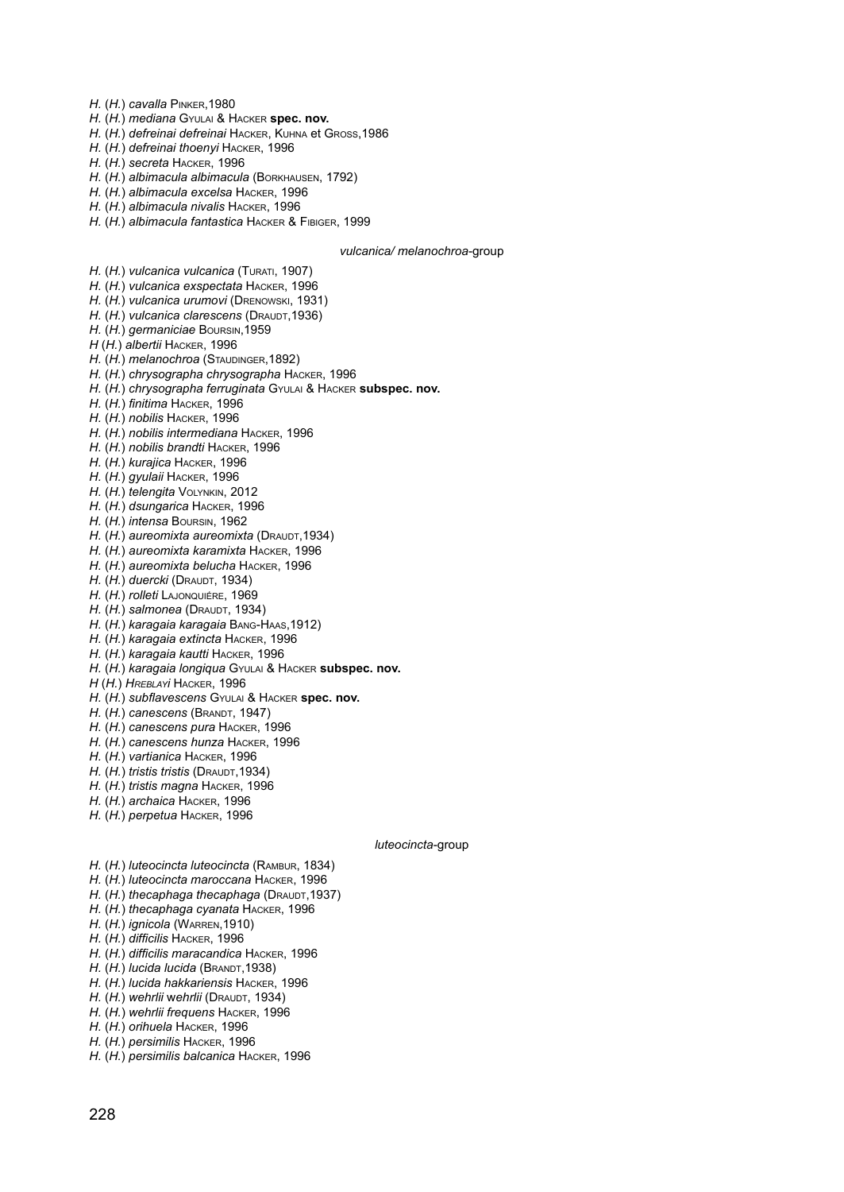*H.* (*H.*) *cavalla* PINKER,1980
*H.* (*H.*) *mediana* GYULAI & HACKER **spec. nov.**
*H.* (*H.*) *defreinai defreinai* HACKER, KUHNA et GROSS,1986
*H.* (*H.*) *defreinai thoenyi* HACKER, 1996
*H.* (*H.*) *secreta* HACKER, 1996
*H.* (*H.*) *albimacula albimacula* (BORKHAUSEN, 1792)
*H.* (*H.*) *albimacula excelsa* HACKER, 1996
*H.* (*H.*) *albimacula nivalis* HACKER, 1996
*H.* (*H.*) *albimacula fantastica* HACKER & FIBIGER, 1999

*vulcanica/ melanochroa*-group

*H.* (*H.*) *vulcanica vulcanica* (TURATI, 1907)
*H.* (*H.*) *vulcanica exspectata* HACKER, 1996
*H.* (*H.*) *vulcanica urumovi* (DRENOWSKI, 1931)
*H.* (*H.*) *vulcanica clarescens* (DRAUDT,1936)
*H.* (*H.*) *germaniciae* BOURSIN,1959
*H* (*H.*) *albertii* HACKER, 1996
*H.* (*H.*) *melanochroa* (STAUDINGER,1892)
*H.* (*H.*) *chrysographa chrysographa* HACKER, 1996
*H.* (*H.*) *chrysographa ferruginata* GYULAI & HACKER **subspec. nov.**
*H.* (*H.*) *finitima* HACKER, 1996
*H.* (*H.*) *nobilis* HACKER, 1996
*H.* (*H.*) *nobilis intermediana* HACKER, 1996
*H.* (*H.*) *nobilis brandti* HACKER, 1996
*H.* (*H.*) *kurajica* HACKER, 1996
*H.* (*H.*) *gyulaii* HACKER, 1996
*H.* (*H.*) *telengita* VOLYNKIN, 2012
*H.* (*H.*) *dsungarica* HACKER, 1996
*H.* (*H.*) *intensa* BOURSIN, 1962
*H.* (*H.*) *aureomixta aureomixta* (DRAUDT,1934)
*H.* (*H.*) *aureomixta karamixta* HACKER, 1996
*H.* (*H.*) *aureomixta belucha* HACKER, 1996
*H.* (*H.*) *duercki* (DRAUDT, 1934)
*H.* (*H.*) *rolleti* LAJONQUIÉRE, 1969
*H.* (*H.*) *salmonea* (DRAUDT, 1934)
*H.* (*H.*) *karagaia karagaia* BANG-HAAS,1912)
*H.* (*H.*) *karagaia extincta* HACKER, 1996
*H.* (*H.*) *karagaia kautti* HACKER, 1996
*H.* (*H.*) *karagaia longiqua* GYULAI & HACKER **subspec. nov.**
*H* (*H.*) *HREBLAYI* HACKER, 1996
*H.* (*H.*) *subflavescens* GYULAI & HACKER **spec. nov.**
*H.* (*H.*) *canescens* (BRANDT, 1947)
*H.* (*H.*) *canescens pura* HACKER, 1996
*H.* (*H.*) *canescens hunza* HACKER, 1996
*H.* (*H.*) *vartianica* HACKER, 1996
*H.* (*H.*) *tristis tristis* (DRAUDT,1934)
*H.* (*H.*) *tristis magna* HACKER, 1996
*H.* (*H.*) *archaica* HACKER, 1996
*H.* (*H.*) *perpetua* HACKER, 1996

*luteocincta*-group

*H.* (*H.*) *luteocincta luteocincta* (RAMBUR, 1834)
*H.* (*H.*) *luteocincta maroccana* HACKER, 1996
*H.* (*H.*) *thecaphaga thecaphaga* (DRAUDT,1937)
*H.* (*H.*) *thecaphaga cyanata* HACKER, 1996
*H.* (*H.*) *ignicola* (WARREN,1910)
*H.* (*H.*) *difficilis* HACKER, 1996
*H.* (*H.*) *difficilis maracandica* HACKER, 1996
*H.* (*H.*) *lucida lucida* (BRANDT,1938)
*H.* (*H.*) *lucida hakkariensis* HACKER, 1996
*H.* (*H.*) *wehrlii wehrlii* (DRAUDT, 1934)
*H.* (*H.*) *wehrlii frequens* HACKER, 1996
*H.* (*H.*) *orihuela* HACKER, 1996
*H.* (*H.*) *persimilis* HACKER, 1996
*H.* (*H.*) *persimilis balcanica* HACKER, 1996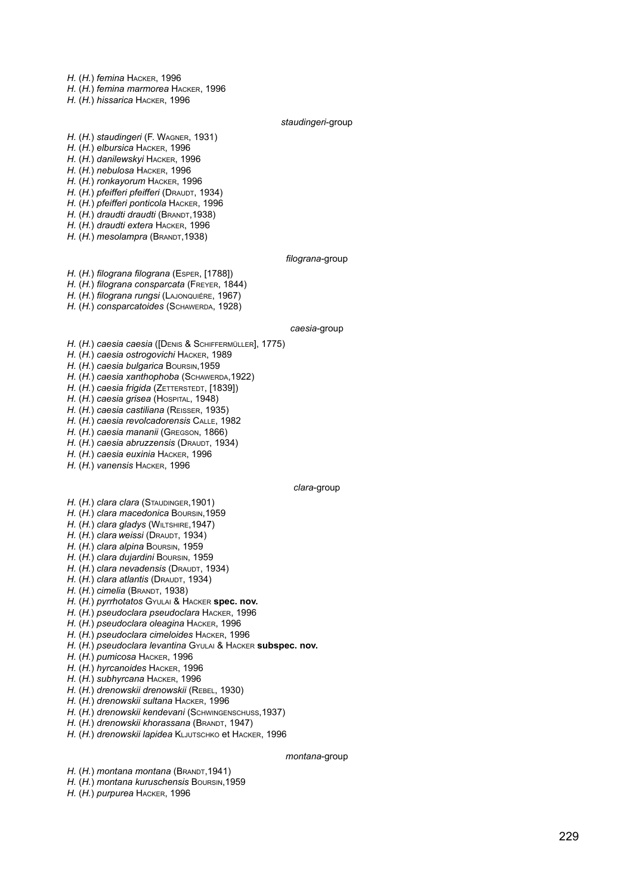*H.* (*H.*) *femina* HACKER, 1996
*H.* (*H.*) *femina marmorea* HACKER, 1996
*H.* (*H.*) *hissarica* HACKER, 1996

*staudingeri*-group

*H.* (*H.*) *staudingeri* (F. WAGNER, 1931)
*H.* (*H.*) *elbursica* HACKER, 1996
*H.* (*H.*) *danilewskyi* HACKER, 1996
*H.* (*H.*) *nebulosa* HACKER, 1996
*H.* (*H.*) *ronkayorum* HACKER, 1996
*H.* (*H.*) *pfeifferi pfeifferi* (DRAUDT, 1934)
*H.* (*H.*) *pfeifferi ponticola* HACKER, 1996
*H.* (*H.*) *draudti draudti* (BRANDT,1938)
*H.* (*H.*) *draudti extera* HACKER, 1996
*H.* (*H.*) *mesolampra* (BRANDT,1938)

*filograna*-group

*H.* (*H.*) *filograna filograna* (ESPER, [1788])
*H.* (*H.*) *filograna consparcata* (FREYER, 1844)
*H.* (*H.*) *filograna rungsi* (LAJONQUIÉRE, 1967)
*H.* (*H.*) *consparcatoides* (SCHAWERDA, 1928)

*caesia*-group

*H.* (*H.*) *caesia caesia* ([DENIS & SCHIFFERMÜLLER], 1775)
*H.* (*H.*) *caesia ostrogovichi* HACKER, 1989
*H.* (*H.*) *caesia bulgarica* BOURSIN,1959
*H.* (*H.*) *caesia xanthophoba* (SCHAWERDA,1922)
*H.* (*H.*) *caesia frigida* (ZETTERSTEDT, [1839])
*H.* (*H.*) *caesia grisea* (HOSPITAL, 1948)
*H.* (*H.*) *caesia castiliana* (REISSER, 1935)
*H.* (*H.*) *caesia revolcadorensis* CALLE, 1982
*H.* (*H.*) *caesia mananii* (GREGSON, 1866)
*H.* (*H.*) *caesia abruzzensis* (DRAUDT, 1934)
*H.* (*H.*) *caesia euxinia* HACKER, 1996
*H.* (*H.*) *vanensis* HACKER, 1996

*clara*-group

*H.* (*H.*) *clara clara* (STAUDINGER,1901)
*H.* (*H.*) *clara macedonica* BOURSIN,1959
*H.* (*H.*) *clara gladys* (WILTSHIRE,1947)
*H.* (*H.*) *clara weissi* (DRAUDT, 1934)
*H.* (*H.*) *clara alpina* BOURSIN, 1959
*H.* (*H.*) *clara dujardini* BOURSIN, 1959
*H.* (*H.*) *clara nevadensis* (DRAUDT, 1934)
*H.* (*H.*) *clara atlantis* (DRAUDT, 1934)
*H.* (*H.*) *cimelia* (BRANDT, 1938)
*H.* (*H.*) *pyrrhotatos* GYULAI & HACKER **spec. nov.**
*H.* (*H.*) *pseudoclara pseudoclara* HACKER, 1996
*H.* (*H.*) *pseudoclara oleagina* HACKER, 1996
*H.* (*H.*) *pseudoclara cimeloides* HACKER, 1996
*H.* (*H.*) *pseudoclara levantina* GYULAI & HACKER **subspec. nov.**
*H.* (*H.*) *pumicosa* HACKER, 1996
*H.* (*H.*) *hyrcanoides* HACKER, 1996
*H.* (*H.*) *subhyrcana* HACKER, 1996
*H.* (*H.*) *drenowskii drenowskii* (REBEL, 1930)
*H.* (*H.*) *drenowskii sultana* HACKER, 1996
*H.* (*H.*) *drenowskii kendevani* (SCHWINGENSCHUSS,1937)
*H.* (*H.*) *drenowskii khorassana* (BRANDT, 1947)
*H.* (*H.*) *drenowskii lapidea* KLJUTSCHKO et HACKER, 1996

*montana*-group

*H.* (*H.*) *montana montana* (BRANDT,1941)
*H.* (*H.*) *montana kuruschensis* BOURSIN,1959
*H.* (*H.*) *purpurea* HACKER, 1996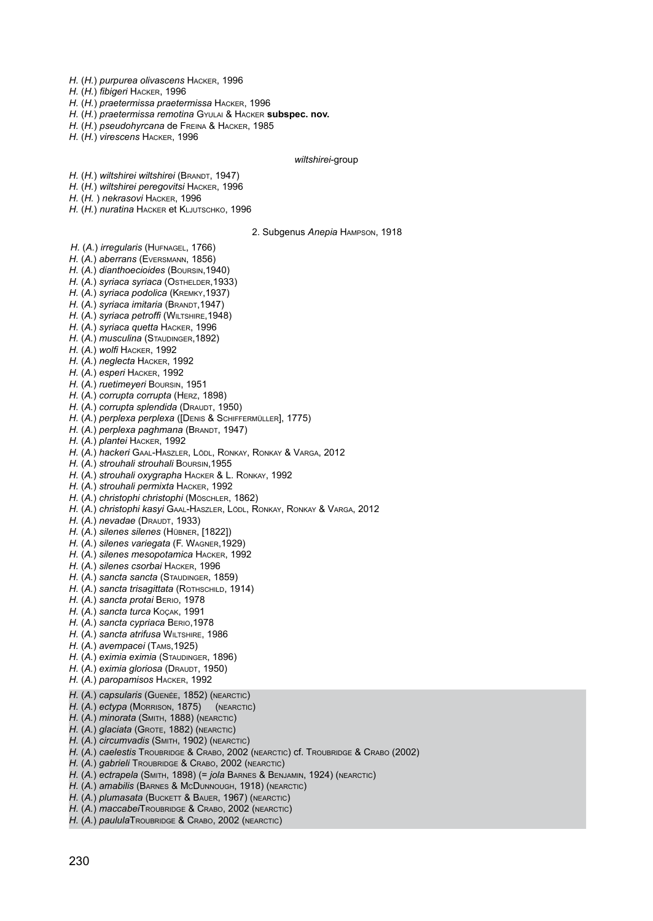*H.* (*H.*) *purpurea olivascens* Hacker, 1996
*H.* (*H.*) *fibigeri* Hacker, 1996
*H.* (*H.*) *praetermissa praetermissa* Hacker, 1996
*H.* (*H.*) *praetermissa remotina* Gyulai & Hacker **subspec. nov.**
*H.* (*H.*) *pseudohyrcana* de Freina & Hacker, 1985
*H.* (*H.*) *virescens* Hacker, 1996

*wiltshirei*-group

*H.* (*H.*) *wiltshirei wiltshirei* (Brandt, 1947)
*H.* (*H.*) *wiltshirei peregovitsi* Hacker, 1996
*H.* (*H.* ) *nekrasovi* Hacker, 1996
*H.* (*H.*) *nuratina* Hacker et Kljutschko, 1996

2. Subgenus *Anepia* Hampson, 1918

*H.* (*A.*) *irregularis* (Hufnagel, 1766)
*H.* (*A.*) *aberrans* (Eversmann, 1856)
*H.* (*A.*) *dianthoecioides* (Boursin,1940)
*H.* (*A.*) *syriaca syriaca* (Osthelder,1933)
*H.* (*A.*) *syriaca podolica* (Kremky,1937)
*H.* (*A.*) *syriaca imitaria* (Brandt,1947)
*H.* (*A.*) *syriaca petroffi* (Wiltshire,1948)
*H.* (*A.*) *syriaca quetta* Hacker, 1996
*H.* (*A.*) *musculina* (Staudinger,1892)
*H.* (*A.*) *wolfi* Hacker, 1992
*H.* (*A.*) *neglecta* Hacker, 1992
*H.* (*A.*) *esperi* Hacker, 1992
*H.* (*A.*) *ruetimeyeri* Boursin, 1951
*H.* (*A.*) *corrupta corrupta* (Herz, 1898)
*H.* (*A.*) *corrupta splendida* (Draudt, 1950)
*H.* (*A.*) *perplexa perplexa* ([Denis & Schiffermüller], 1775)
*H.* (*A.*) *perplexa paghmana* (Brandt, 1947)
*H.* (*A.*) *plantei* Hacker, 1992
*H.* (*A.*) *hackeri* Gaal-Haszler, Lödl, Ronkay, Ronkay & Varga, 2012
*H.* (*A.*) *strouhali strouhali* Boursin,1955
*H.* (*A.*) *strouhali oxygrapha* Hacker & L. Ronkay, 1992
*H.* (*A.*) *strouhali permixta* Hacker, 1992
*H.* (*A.*) *christophi christophi* (Möschler, 1862)
*H.* (*A.*) *christophi kasyi* Gaal-Haszler, Lödl, Ronkay, Ronkay & Varga, 2012
*H.* (*A.*) *nevadae* (Draudt, 1933)
*H.* (*A.*) *silenes silenes* (Hübner, [1822])
*H.* (*A.*) *silenes variegata* (F. Wagner,1929)
*H.* (*A.*) *silenes mesopotamica* Hacker, 1992
*H.* (*A.*) *silenes csorbai* Hacker, 1996
*H.* (*A.*) *sancta sancta* (Staudinger, 1859)
*H.* (*A.*) *sancta trisagittata* (Rothschild, 1914)
*H.* (*A.*) *sancta protai* Berio, 1978
*H.* (*A.*) *sancta turca* Koçak, 1991
*H.* (*A.*) *sancta cypriaca* Berio,1978
*H.* (*A.*) *sancta atrifusa* Wiltshire, 1986
*H.* (*A.*) *avempacei* (Tams,1925)
*H.* (*A.*) *eximia eximia* (Staudinger, 1896)
*H.* (*A.*) *eximia gloriosa* (Draudt, 1950)
*H.* (*A.*) *paropamisos* Hacker, 1992
*H.* (*A.*) *capsularis* (Guenée, 1852) (nearctic)
*H.* (*A.*) *ectypa* (Morrison, 1875) (nearctic)
*H.* (*A.*) *minorata* (Smith, 1888) (nearctic)
*H.* (*A.*) *glaciata* (Grote, 1882) (nearctic)
*H.* (*A.*) *circumvadis* (Smith, 1902) (nearctic)
*H.* (*A.*) *caelestis* Troubridge & Crabo, 2002 (nearctic) cf. Troubridge & Crabo (2002)
*H.* (*A.*) *gabrieli* Troubridge & Crabo, 2002 (nearctic)
*H.* (*A.*) *ectrapela* (Smith, 1898) (= *jola* Barnes & Benjamin, 1924) (nearctic)
*H.* (*A.*) *amabilis* (Barnes & McDunnough, 1918) (nearctic)
*H.* (*A.*) *plumasata* (Buckett & Bauer, 1967) (nearctic)
*H.* (*A.*) *maccabei*Troubridge & Crabo, 2002 (nearctic)
*H.* (*A.*) *paulula*Troubridge & Crabo, 2002 (nearctic)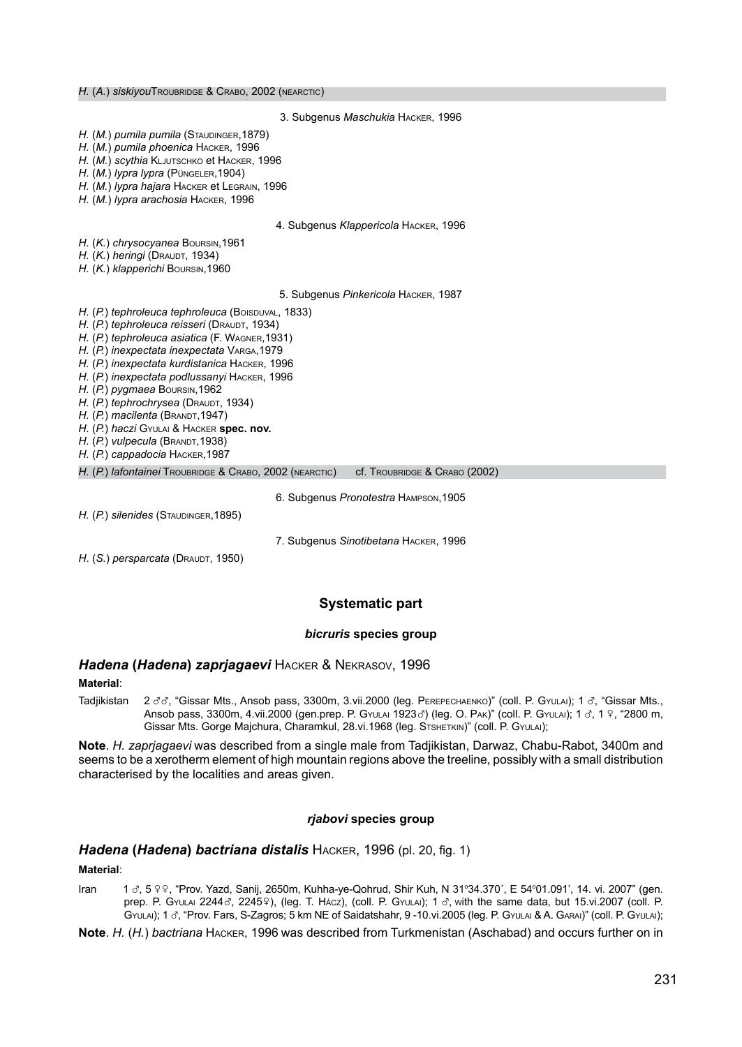H. (*A.*) *siskiyou* Troubridge & Crabo, 2002 (nearctic)

3. Subgenus *Maschukia* Hacker, 1996

H. (*M.*) *pumila pumila* (Staudinger,1879)
H. (*M.*) *pumila phoenica* Hacker, 1996
H. (*M.*) *scythia* Kljutschko et Hacker, 1996
H. (*M.*) *lypra lypra* (Püngeler,1904)
H. (*M.*) *lypra hajara* Hacker et Legrain, 1996
H. (*M.*) *lypra arachosia* Hacker, 1996

4. Subgenus *Klappericola* Hacker, 1996

H. (*K.*) *chrysocyanea* Boursin,1961
H. (*K.*) *heringi* (Draudt, 1934)
H. (*K.*) *klapperichi* Boursin,1960

5. Subgenus *Pinkericola* Hacker, 1987

H. (*P.*) *tephroleuca tephroleuca* (Boisduval, 1833)
H. (*P.*) *tephroleuca reisseri* (Draudt, 1934)
H. (*P.*) *tephroleuca asiatica* (F. Wagner,1931)
H. (*P.*) *inexpectata inexpectata* Varga,1979
H. (*P.*) *inexpectata kurdistanica* Hacker, 1996
H. (*P.*) *inexpectata podlussanyi* Hacker, 1996
H. (*P.*) *pygmaea* Boursin,1962
H. (*P.*) *tephrochrysea* (Draudt, 1934)
H. (*P.*) *macilenta* (Brandt,1947)
H. (*P.*) *haczi* Gyulai & Hacker **spec. nov.**
H. (*P.*) *vulpecula* (Brandt,1938)
H. (*P.*) *cappadocia* Hacker,1987
H. (*P.*) *lafontainei* Troubridge & Crabo, 2002 (nearctic) cf. Troubridge & Crabo (2002)

6. Subgenus *Pronotestra* Hampson,1905

H. (*P.*) *silenides* (Staudinger,1895)

7. Subgenus *Sinotibetana* Hacker, 1996

H. (*S.*) *persparcata* (Draudt, 1950)

## Systematic part

### *bicruris* species group

### *Hadena* (*Hadena*) *zaprjagaevi* Hacker & Nekrasov, 1996

**Material**:

Tadjikistan 2 ♂♂, "Gissar Mts., Ansob pass, 3300m, 3.vii.2000 (leg. Perepechaenko)" (coll. P. Gyulai); 1 ♂, "Gissar Mts., Ansob pass, 3300m, 4.vii.2000 (gen.prep. P. Gyulai 1923♂) (leg. O. Pak)" (coll. P. Gyulai); 1 ♂, 1 ♀, "2800 m, Gissar Mts. Gorge Majchura, Charamkul, 28.vi.1968 (leg. Stshetkin)" (coll. P. Gyulai);

**Note**. *H. zaprjagaevi* was described from a single male from Tadjikistan, Darwaz, Chabu-Rabot, 3400m and seems to be a xerotherm element of high mountain regions above the treeline, possibly with a small distribution characterised by the localities and areas given.

### *rjabovi* species group

### *Hadena* (*Hadena*) *bactriana distalis* Hacker, 1996 (pl. 20, fig. 1)

**Material**:

Iran 1 ♂, 5 ♀♀, "Prov. Yazd, Sanij, 2650m, Kuhha-ye-Qohrud, Shir Kuh, N 31°34.370´, E 54°01.091', 14. vi. 2007" (gen. prep. P. Gyulai 2244♂, 2245♀), (leg. T. Hácz), (coll. P. Gyulai); 1 ♂, with the same data, but 15.vi.2007 (coll. P. Gyulai); 1 ♂, "Prov. Fars, S-Zagros; 5 km NE of Saidatshahr, 9 -10.vi.2005 (leg. P. Gyulai & A. Garai)" (coll. P. Gyulai);

**Note**. *H.* (*H.*) *bactriana* Hacker, 1996 was described from Turkmenistan (Aschabad) and occurs further on in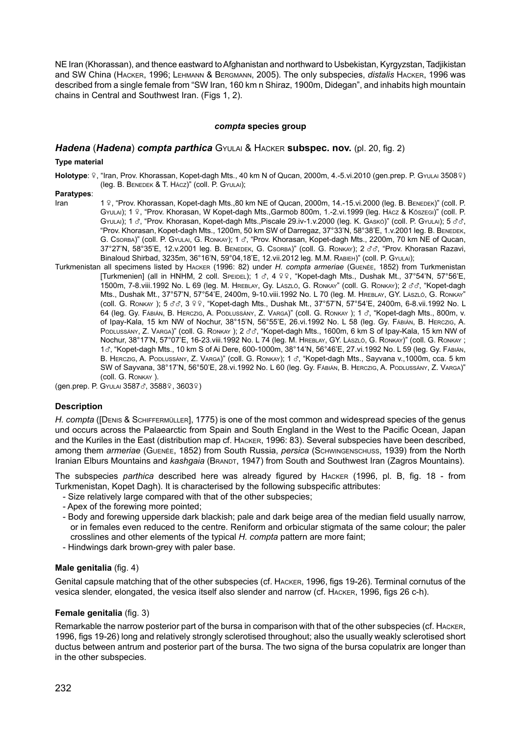NE Iran (Khorassan), and thence eastward to Afghanistan and northward to Usbekistan, Kyrgyzstan, Tadjikistan and SW China (Hacker, 1996; Lehmann & Bergmann, 2005). The only subspecies, *distalis* Hacker, 1996 was described from a single female from "SW Iran, 160 km n Shiraz, 1900m, Didegan", and inhabits high mountain chains in Central and Southwest Iran. (Figs 1, 2).

#### *compta* species group

### *Hadena* (*Hadena*) *compta parthica* Gyulai & Hacker subspec. nov. (pl. 20, fig. 2)

**Type material**

**Holotype**: ♀, "Iran, Prov. Khorassan, Kopet-dagh Mts., 40 km N of Qucan, 2000m, 4.-5.vi.2010 (gen.prep. P. Gyulai 3508♀) (leg. B. Benedek & T. Hácz)" (coll. P. Gyulai);

**Paratypes**:

Iran 1 ♀, "Prov. Khorassan, Kopet-dagh Mts.,80 km NE of Qucan, 2000m, 14.-15.vi.2000 (leg. B. Benedek)" (coll. P. Gyulai); 1 ♀, "Prov. Khorasan, W Kopet-dagh Mts.,Garmob 800m, 1.-2.vi.1999 (leg. Hácz & Kőszegi)" (coll. P. Gyulai); 1 ♂, "Prov. Khorasan, Kopet-dagh Mts.,Piscale 29.iv-1.v.2000 (leg. K. Gaskó)" (coll. P. Gyulai); 5 ♂♂, "Prov. Khorasan, Kopet-dagh Mts., 1200m, 50 km SW of Darregaz, 37°33'N, 58°38'E, 1.v.2001 leg. B. Benedek, G. Csorba)" (coll. P. Gyulai, G. Ronkay); 1 ♂, "Prov. Khorasan, Kopet-dagh Mts., 2200m, 70 km NE of Qucan, 37°27'N, 58°35'E, 12.v.2001 leg. B. Benedek, G. Csorba)" (coll. G. Ronkay); 2 ♂♂, "Prov. Khorasan Razavi, Binaloud Shirbad, 3235m, 36°16'N, 59°04,18'E, 12.vii.2012 leg. M.M. Rabieh)" (coll. P. Gyulai);

Turkmenistan all specimens listed by Hacker (1996: 82) under *H. compta armeriae* (Guenée, 1852) from Turkmenistan [Turkmenien] (all in HNHM, 2 coll. Speidel); 1 ♂, 4 ♀♀, "Kopet-dagh Mts., Dushak Mt., 37°54'N, 57°56'E, 1500m, 7-8.viii.1992 No. L 69 (leg. M. Hreblay, Gy. László, G. Ronkay" (coll. G. Ronkay); 2 ♂♂, "Kopet-dagh Mts., Dushak Mt., 37°57'N, 57°54'E, 2400m, 9-10.viii.1992 No. L 70 (leg. M. Hreblay, GY. László, G. Ronkay" (coll. G. Ronkay ); 5 ♂♂, 3 ♀♀, "Kopet-dagh Mts., Dushak Mt., 37°57'N, 57°54'E, 2400m, 6-8.vii.1992 No. L 64 (leg. Gy. Fábián, B. Herczig, A. Podlussány, Z. Varga)" (coll. G. Ronkay ); 1 ♂, "Kopet-dagh Mts., 800m, v. of Ipay-Kala, 15 km NW of Nochur, 38°15'N, 56°55'E, 26.vi.1992 No. L 58 (leg. Gy. Fábián, B. Herczig, A. Podlussány, Z. Varga)" (coll. G. Ronkay ); 2 ♂♂, "Kopet-dagh Mts., 1600m, 6 km S of Ipay-Kala, 15 km NW of Nochur, 38°17'N, 57°07'E, 16-23.viii.1992 No. L 74 (leg. M. Hreblay, GY. László, G. Ronkay)" (coll. G. Ronkay ; 1♂, "Kopet-dagh Mts., 10 km S of Ai Dere, 600-1000m, 38°14'N, 56°46'E, 27.vi.1992 No. L 59 (leg. Gy. Fábián, B. Herczig, A. Podlussány, Z. Varga)" (coll. G. Ronkay); 1 ♂, "Kopet-dagh Mts., Sayvana v.,1000m, cca. 5 km SW of Sayvana, 38°17'N, 56°50'E, 28.vi.1992 No. L 60 (leg. Gy. Fábián, B. Herczig, A. Podlussány, Z. Varga)" (coll. G. Ronkay ).

(gen.prep. P. Gyulai 3587♂, 3588♀, 3603♀)

**Description**

*H. compta* ([Denis & Schiffermüller], 1775) is one of the most common and widespread species of the genus und occurs across the Palaearctic from Spain and South England in the West to the Pacific Ocean, Japan and the Kuriles in the East (distribution map cf. Hacker, 1996: 83). Several subspecies have been described, among them *armeriae* (Guenée, 1852) from South Russia, *persica* (Schwingenschuss, 1939) from the North Iranian Elburs Mountains and *kashgaia* (Brandt, 1947) from South and Southwest Iran (Zagros Mountains).

The subspecies *parthica* described here was already figured by Hacker (1996, pl. B, fig. 18 - from Turkmenistan, Kopet Dagh). It is characterised by the following subspecific attributes:

- Size relatively large compared with that of the other subspecies;
- Apex of the forewing more pointed;
- Body and forewing upperside dark blackish; pale and dark beige area of the median field usually narrow, or in females even reduced to the centre. Reniform and orbicular stigmata of the same colour; the paler crosslines and other elements of the typical *H. compta* pattern are more faint;
- Hindwings dark brown-grey with paler base.

**Male genitalia** (fig. 4)

Genital capsule matching that of the other subspecies (cf. Hacker, 1996, figs 19-26). Terminal cornutus of the vesica slender, elongated, the vesica itself also slender and narrow (cf. Hacker, 1996, figs 26 c-h).

**Female genitalia** (fig. 3)

Remarkable the narrow posterior part of the bursa in comparison with that of the other subspecies (cf. Hacker, 1996, figs 19-26) long and relatively strongly sclerotised throughout; also the usually weakly sclerotised short ductus between antrum and posterior part of the bursa. The two signa of the bursa copulatrix are longer than in the other subspecies.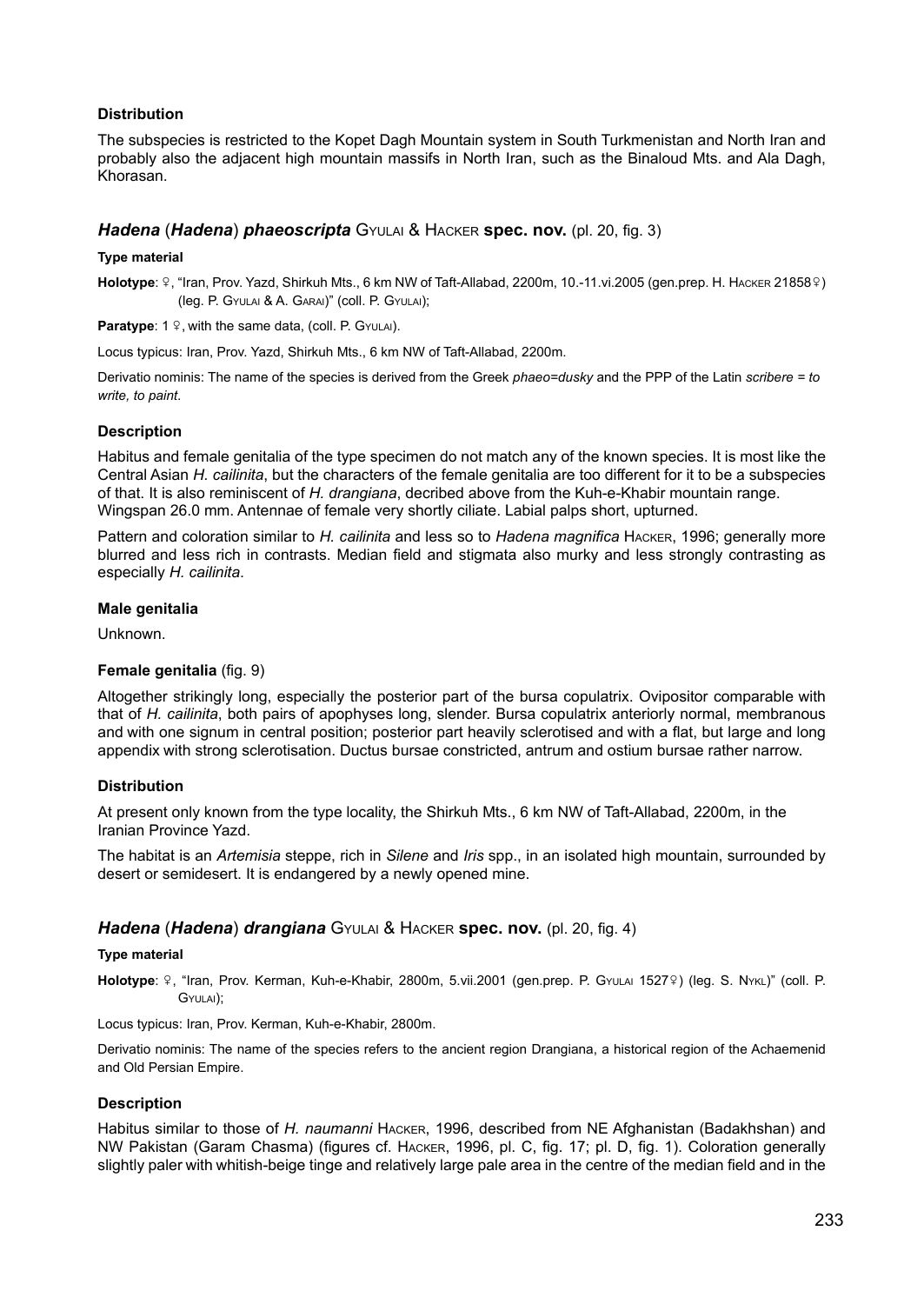### Distribution

The subspecies is restricted to the Kopet Dagh Mountain system in South Turkmenistan and North Iran and probably also the adjacent high mountain massifs in North Iran, such as the Binaloud Mts. and Ala Dagh, Khorasan.

## ***Hadena*** (***Hadena***) ***phaeoscripta*** Gyulai & Hacker **spec. nov.** (pl. 20, fig. 3)

#### Type material

**Holotype**: ♀, "Iran, Prov. Yazd, Shirkuh Mts., 6 km NW of Taft-Allabad, 2200m, 10.-11.vi.2005 (gen.prep. H. Hacker 21858♀) (leg. P. Gyulai & A. Garai)" (coll. P. Gyulai);

**Paratype**: 1 ♀, with the same data, (coll. P. Gyulai).

Locus typicus: Iran, Prov. Yazd, Shirkuh Mts., 6 km NW of Taft-Allabad, 2200m.

Derivatio nominis: The name of the species is derived from the Greek *phaeo=dusky* and the PPP of the Latin *scribere = to write, to paint*.

### Description

Habitus and female genitalia of the type specimen do not match any of the known species. It is most like the Central Asian *H. cailinita*, but the characters of the female genitalia are too different for it to be a subspecies of that. It is also reminiscent of *H. drangiana*, decribed above from the Kuh-e-Khabir mountain range. Wingspan 26.0 mm. Antennae of female very shortly ciliate. Labial palps short, upturned.

Pattern and coloration similar to *H. cailinita* and less so to *Hadena magnifica* Hacker, 1996; generally more blurred and less rich in contrasts. Median field and stigmata also murky and less strongly contrasting as especially *H. cailinita*.

### Male genitalia

Unknown.

### Female genitalia (fig. 9)

Altogether strikingly long, especially the posterior part of the bursa copulatrix. Ovipositor comparable with that of *H. cailinita*, both pairs of apophyses long, slender. Bursa copulatrix anteriorly normal, membranous and with one signum in central position; posterior part heavily sclerotised and with a flat, but large and long appendix with strong sclerotisation. Ductus bursae constricted, antrum and ostium bursae rather narrow.

### Distribution

At present only known from the type locality, the Shirkuh Mts., 6 km NW of Taft-Allabad, 2200m, in the Iranian Province Yazd.

The habitat is an *Artemisia* steppe, rich in *Silene* and *Iris* spp., in an isolated high mountain, surrounded by desert or semidesert. It is endangered by a newly opened mine.

## ***Hadena*** (***Hadena***) ***drangiana*** Gyulai & Hacker **spec. nov.** (pl. 20, fig. 4)

#### Type material

**Holotype**: ♀, "Iran, Prov. Kerman, Kuh-e-Khabir, 2800m, 5.vii.2001 (gen.prep. P. Gyulai 1527♀) (leg. S. Nykl)" (coll. P. Gyulai);

Locus typicus: Iran, Prov. Kerman, Kuh-e-Khabir, 2800m.

Derivatio nominis: The name of the species refers to the ancient region Drangiana, a historical region of the Achaemenid and Old Persian Empire.

### Description

Habitus similar to those of *H. naumanni* Hacker, 1996, described from NE Afghanistan (Badakhshan) and NW Pakistan (Garam Chasma) (figures cf. Hacker, 1996, pl. C, fig. 17; pl. D, fig. 1). Coloration generally slightly paler with whitish-beige tinge and relatively large pale area in the centre of the median field and in the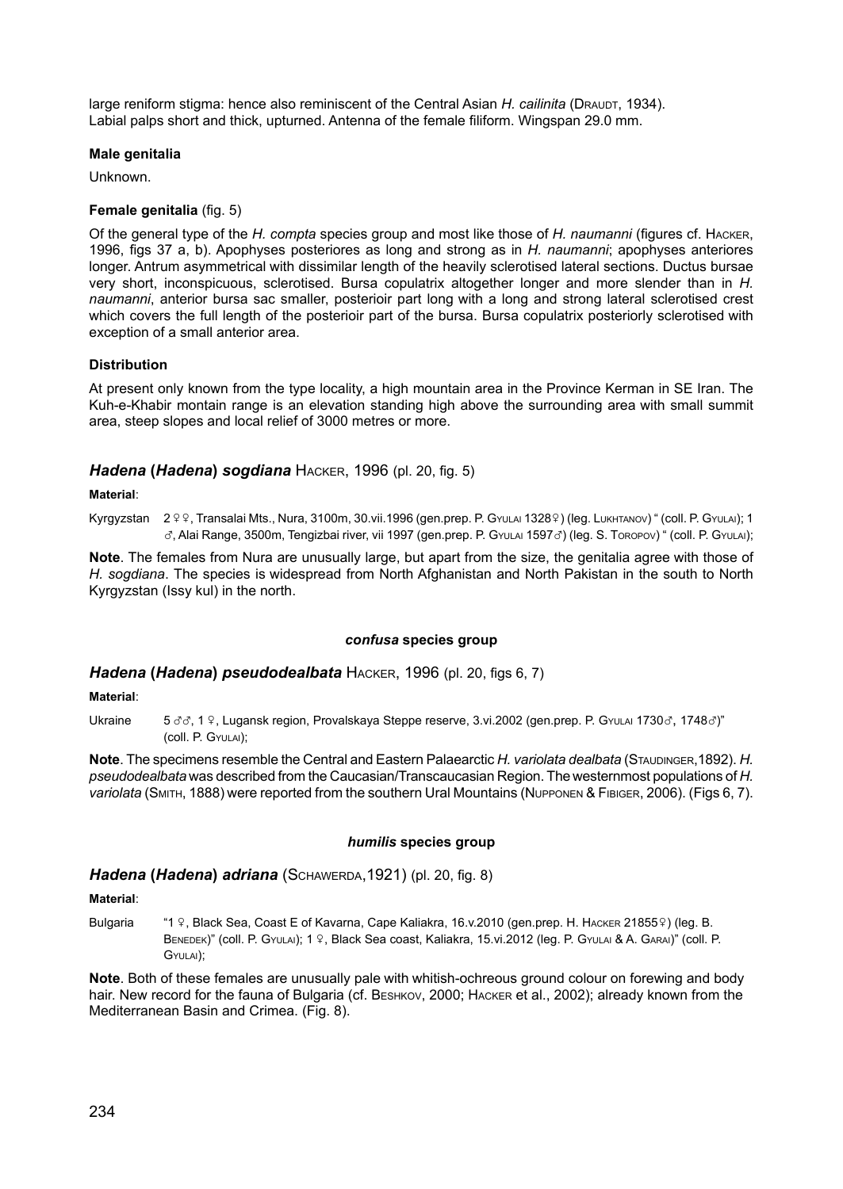large reniform stigma: hence also reminiscent of the Central Asian *H. cailinita* (Draudt, 1934). Labial palps short and thick, upturned. Antenna of the female filiform. Wingspan 29.0 mm.

#### Male genitalia

Unknown.

#### Female genitalia (fig. 5)

Of the general type of the *H. compta* species group and most like those of *H. naumanni* (figures cf. Hacker, 1996, figs 37 a, b). Apophyses posteriores as long and strong as in *H. naumanni*; apophyses anteriores longer. Antrum asymmetrical with dissimilar length of the heavily sclerotised lateral sections. Ductus bursae very short, inconspicuous, sclerotised. Bursa copulatrix altogether longer and more slender than in *H. naumanni*, anterior bursa sac smaller, posterioir part long with a long and strong lateral sclerotised crest which covers the full length of the posterioir part of the bursa. Bursa copulatrix posteriorly sclerotised with exception of a small anterior area.

#### Distribution

At present only known from the type locality, a high mountain area in the Province Kerman in SE Iran. The Kuh-e-Khabir montain range is an elevation standing high above the surrounding area with small summit area, steep slopes and local relief of 3000 metres or more.

### *Hadena* (*Hadena*) *sogdiana* Hacker, 1996 (pl. 20, fig. 5)

**Material**:

Kyrgyzstan 2♀♀, Transalai Mts., Nura, 3100m, 30.vii.1996 (gen.prep. P. Gyulai 1328♀) (leg. Lukhtanov) " (coll. P. Gyulai); 1 ♂, Alai Range, 3500m, Tengizbai river, vii 1997 (gen.prep. P. Gyulai 1597♂) (leg. S. Toropov) " (coll. P. Gyulai);

**Note**. The females from Nura are unusually large, but apart from the size, the genitalia agree with those of *H. sogdiana*. The species is widespread from North Afghanistan and North Pakistan in the south to North Kyrgyzstan (Issy kul) in the north.

#### *confusa* species group

### *Hadena* (*Hadena*) *pseudodealbata* Hacker, 1996 (pl. 20, figs 6, 7)

**Material**:

Ukraine 5♂♂, 1♀, Lugansk region, Provalskaya Steppe reserve, 3.vi.2002 (gen.prep. P. Gyulai 1730♂, 1748♂)" (coll. P. Gyulai);

**Note**. The specimens resemble the Central and Eastern Palaearctic *H. variolata dealbata* (Staudinger,1892). *H. pseudodealbata* was described from the Caucasian/Transcaucasian Region. The westernmost populations of *H. variolata* (Smith, 1888) were reported from the southern Ural Mountains (Nupponen & Fibiger, 2006). (Figs 6, 7).

#### *humilis* species group

### *Hadena* (*Hadena*) *adriana* (Schawerda,1921) (pl. 20, fig. 8)

**Material**:

Bulgaria "1♀, Black Sea, Coast E of Kavarna, Cape Kaliakra, 16.v.2010 (gen.prep. H. Hacker 21855♀) (leg. B. Benedek)" (coll. P. Gyulai); 1♀, Black Sea coast, Kaliakra, 15.vi.2012 (leg. P. Gyulai & A. Garai)" (coll. P. Gyulai);

**Note**. Both of these females are unusually pale with whitish-ochreous ground colour on forewing and body hair. New record for the fauna of Bulgaria (cf. Beshkov, 2000; Hacker et al., 2002); already known from the Mediterranean Basin and Crimea. (Fig. 8).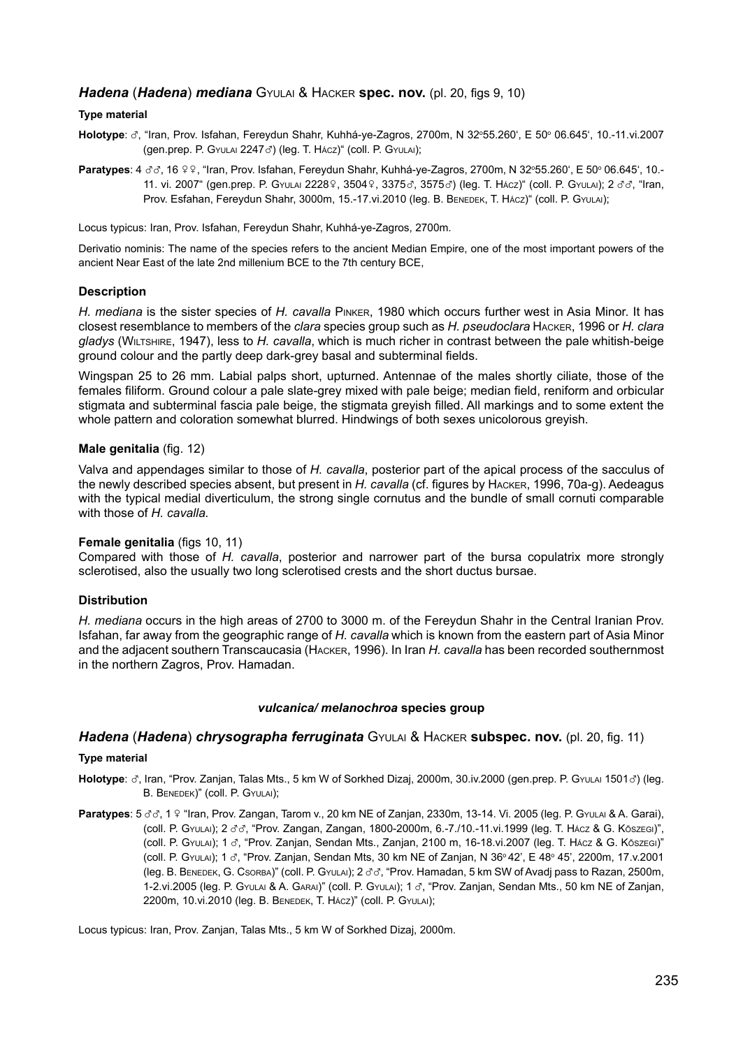### *Hadena* (*Hadena*) *mediana* Gyulai & Hacker **spec. nov.** (pl. 20, figs 9, 10)

#### Type material

**Holotype**: ♂, "Iran, Prov. Isfahan, Fereydun Shahr, Kuhhá-ye-Zagros, 2700m, N 32º55.260', E 50º 06.645', 10.-11.vi.2007 (gen.prep. P. Gyulai 2247♂) (leg. T. Hácz)" (coll. P. Gyulai);

**Paratypes**: 4 ♂♂, 16 ♀♀, "Iran, Prov. Isfahan, Fereydun Shahr, Kuhhá-ye-Zagros, 2700m, N 32º55.260', E 50º 06.645', 10.-11. vi. 2007" (gen.prep. P. Gyulai 2228♀, 3504♀, 3375♂, 3575♂) (leg. T. Hácz)" (coll. P. Gyulai); 2 ♂♂, "Iran, Prov. Esfahan, Fereydun Shahr, 3000m, 15.-17.vi.2010 (leg. B. Benedek, T. Hácz)" (coll. P. Gyulai);

Locus typicus: Iran, Prov. Isfahan, Fereydun Shahr, Kuhhá-ye-Zagros, 2700m.

Derivatio nominis: The name of the species refers to the ancient Median Empire, one of the most important powers of the ancient Near East of the late 2nd millenium BCE to the 7th century BCE,

#### Description

*H. mediana* is the sister species of *H. cavalla* Pinker, 1980 which occurs further west in Asia Minor. It has closest resemblance to members of the *clara* species group such as *H. pseudoclara* Hacker, 1996 or *H. clara gladys* (Wiltshire, 1947), less to *H. cavalla*, which is much richer in contrast between the pale whitish-beige ground colour and the partly deep dark-grey basal and subterminal fields.

Wingspan 25 to 26 mm. Labial palps short, upturned. Antennae of the males shortly ciliate, those of the females filiform. Ground colour a pale slate-grey mixed with pale beige; median field, reniform and orbicular stigmata and subterminal fascia pale beige, the stigmata greyish filled. All markings and to some extent the whole pattern and coloration somewhat blurred. Hindwings of both sexes unicolorous greyish.

#### Male genitalia (fig. 12)

Valva and appendages similar to those of *H. cavalla*, posterior part of the apical process of the sacculus of the newly described species absent, but present in *H. cavalla* (cf. figures by Hacker, 1996, 70a-g). Aedeagus with the typical medial diverticulum, the strong single cornutus and the bundle of small cornuti comparable with those of *H. cavalla.*

#### Female genitalia (figs 10, 11)

Compared with those of *H. cavalla*, posterior and narrower part of the bursa copulatrix more strongly sclerotised, also the usually two long sclerotised crests and the short ductus bursae.

#### Distribution

*H. mediana* occurs in the high areas of 2700 to 3000 m. of the Fereydun Shahr in the Central Iranian Prov. Isfahan, far away from the geographic range of *H. cavalla* which is known from the eastern part of Asia Minor and the adjacent southern Transcaucasia (Hacker, 1996). In Iran *H. cavalla* has been recorded southernmost in the northern Zagros, Prov. Hamadan.

**_vulcanica/ melanochroa_ species group**

### *Hadena* (*Hadena*) *chrysographa ferruginata* Gyulai & Hacker **subspec. nov.** (pl. 20, fig. 11)

#### Type material

**Holotype**: ♂, Iran, "Prov. Zanjan, Talas Mts., 5 km W of Sorkhed Dizaj, 2000m, 30.iv.2000 (gen.prep. Gyulai 1501♂) (leg. B. Benedek)" (coll. P. Gyulai);

**Paratypes**: 5 ♂♂, 1 ♀ "Iran, Prov. Zangan, Tarom v., 20 km NE of Zanjan, 2330m, 13-14. Vi. 2005 (leg. P. Gyulai & A. Garai), (coll. P. Gyulai); 2 ♂♂, "Prov. Zangan, Zangan, 1800-2000m, 6.-7./10.-11.vi.1999 (leg. T. Hácz & G. Köszegi)", (coll. P. Gyulai); 1 ♂, "Prov. Zanjan, Sendan Mts., Zanjan, 2100 m, 16-18.vi.2007 (leg. T. Hácz & G. Köszegi)" (coll. P. Gyulai); 1 ♂, "Prov. Zanjan, Sendan Mts, 30 km NE of Zanjan, N 36º 42', E 48º 45', 2200m, 17.v.2001 (leg. B. Benedek, G. Csorba)" (coll. P. Gyulai); 2 ♂♂, "Prov. Hamadan, 5 km SW of Avadj pass to Razan, 2500m, 1-2.vi.2005 (leg. P. Gyulai & A. Garai)" (coll. P. Gyulai); 1 ♂, "Prov. Zanjan, Sendan Mts., 50 km NE of Zanjan, 2200m, 10.vi.2010 (leg. B. Benedek, T. Hácz)" (coll. P. Gyulai);

Locus typicus: Iran, Prov. Zanjan, Talas Mts., 5 km W of Sorkhed Dizaj, 2000m.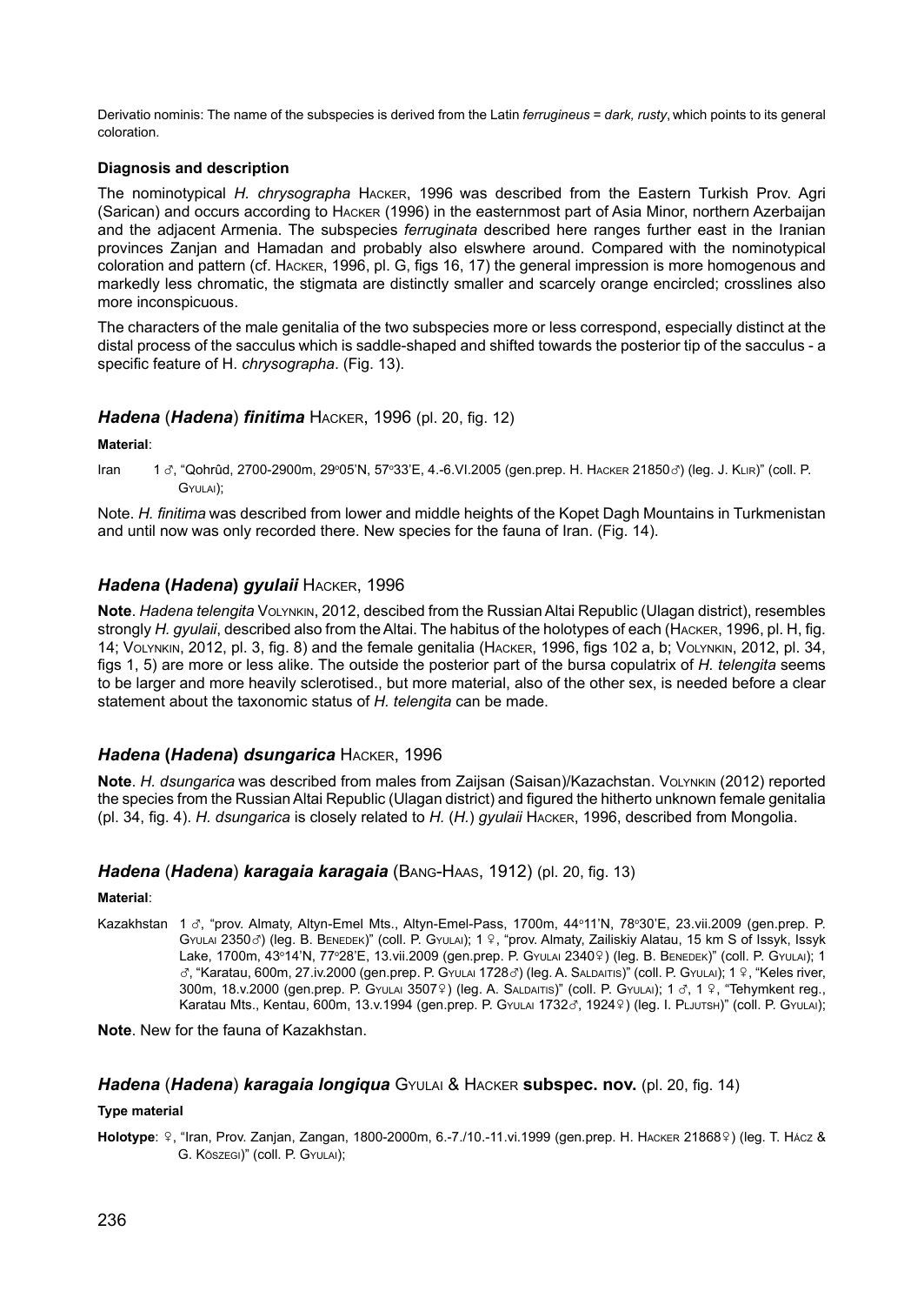Derivatio nominis: The name of the subspecies is derived from the Latin *ferrugineus* = *dark, rusty*, which points to its general coloration.

**Diagnosis and description**

The nominotypical *H. chrysographa* Hacker, 1996 was described from the Eastern Turkish Prov. Agri (Sarican) and occurs according to Hacker (1996) in the easternmost part of Asia Minor, northern Azerbaijan and the adjacent Armenia. The subspecies *ferruginata* described here ranges further east in the Iranian provinces Zanjan and Hamadan and probably also elswhere around. Compared with the nominotypical coloration and pattern (cf. Hacker, 1996, pl. G, figs 16, 17) the general impression is more homogenous and markedly less chromatic, the stigmata are distinctly smaller and scarcely orange encircled; crosslines also more inconspicuous.

The characters of the male genitalia of the two subspecies more or less correspond, especially distinct at the distal process of the sacculus which is saddle-shaped and shifted towards the posterior tip of the sacculus - a specific feature of H. *chrysographa*. (Fig. 13).

## *Hadena* (*Hadena*) *finitima* Hacker, 1996 (pl. 20, fig. 12)

**Material**:

Iran 1 ♂, "Qohrûd, 2700-2900m, 29°05'N, 57°33'E, 4.-6.VI.2005 (gen.prep. H. Hacker 21850♂) (leg. J. Klir)" (coll. P. Gyulai);

Note. *H. finitima* was described from lower and middle heights of the Kopet Dagh Mountains in Turkmenistan and until now was only recorded there. New species for the fauna of Iran. (Fig. 14).

## *Hadena* **(*Hadena*)** *gyulaii* Hacker, 1996

**Note**. *Hadena telengita* Volynkin, 2012, descibed from the Russian Altai Republic (Ulagan district), resembles strongly *H. gyulaii*, described also from the Altai. The habitus of the holotypes of each (Hacker, 1996, pl. H, fig. 14; Volynkin, 2012, pl. 3, fig. 8) and the female genitalia (Hacker, 1996, figs 102 a, b; Volynkin, 2012, pl. 34, figs 1, 5) are more or less alike. The outside the posterior part of the bursa copulatrix of *H. telengita* seems to be larger and more heavily sclerotised., but more material, also of the other sex, is needed before a clear statement about the taxonomic status of *H. telengita* can be made.

## *Hadena* **(*Hadena*)** *dsungarica* Hacker, 1996

**Note**. *H. dsungarica* was described from males from Zaijsan (Saisan)/Kazachstan. Volynkin (2012) reported the species from the Russian Altai Republic (Ulagan district) and figured the hitherto unknown female genitalia (pl. 34, fig. 4). *H. dsungarica* is closely related to *H.* (*H.*) *gyulaii* Hacker, 1996, described from Mongolia.

## *Hadena* (*Hadena*) *karagaia karagaia* (Bang-Haas, 1912) (pl. 20, fig. 13)

**Material**:

Kazakhstan 1 ♂, "prov. Almaty, Altyn-Emel Mts., Altyn-Emel-Pass, 1700m, 44°11'N, 78°30'E, 23.vii.2009 (gen.prep. P. Gyulai 2350♂) (leg. B. Benedek)" (coll. P. Gyulai); 1 ♀, "prov. Almaty, Zailiskiy Alatau, 15 km S of Issyk, Issyk Lake, 1700m, 43°14'N, 77°28'E, 13.vii.2009 (gen.prep. P. Gyulai 2340♀) (leg. B. Benedek)" (coll. P. Gyulai); 1 ♂, "Karatau, 600m, 27.iv.2000 (gen.prep. P. Gyulai 1728♂) (leg. A. Saldaitis)" (coll. P. Gyulai); 1 ♀, "Keles river, 300m, 18.v.2000 (gen.prep. P. Gyulai 3507♀) (leg. A. Saldaitis)" (coll. P. Gyulai); 1 ♂, 1 ♀, "Tehymkent reg., Karatau Mts., Kentau, 600m, 13.v.1994 (gen.prep. P. Gyulai 1732♂, 1924♀) (leg. I. Pljutsh)" (coll. P. Gyulai);

**Note**. New for the fauna of Kazakhstan.

## *Hadena* (*Hadena*) *karagaia longiqua* Gyulai & Hacker **subspec. nov.** (pl. 20, fig. 14)

**Type material**

**Holotype**: ♀, "Iran, Prov. Zanjan, Zangan, 1800-2000m, 6.-7./10.-11.vi.1999 (gen.prep. H. Hacker 21868♀) (leg. T. Hácz & G. Kőszegi)" (coll. P. Gyulai);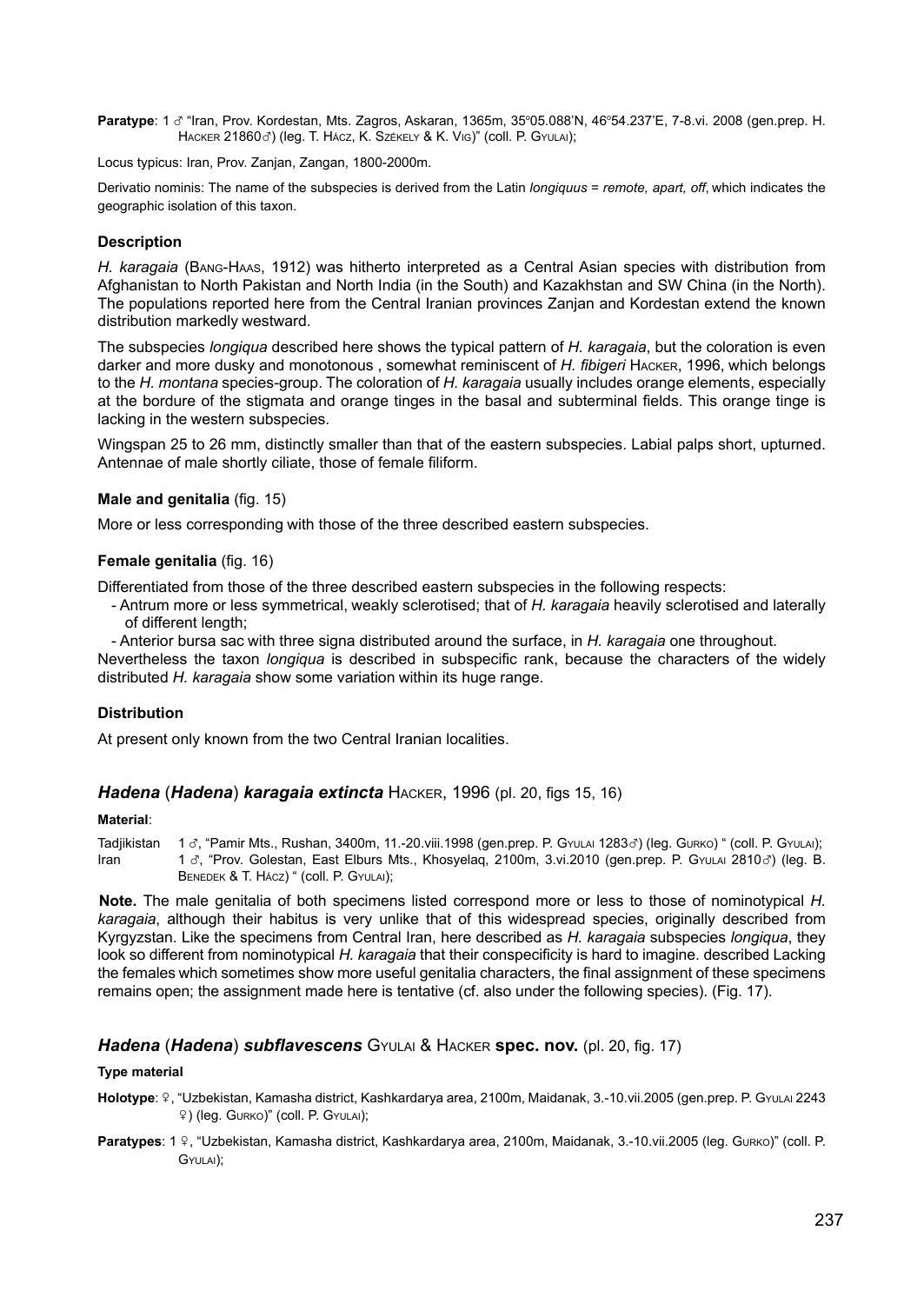**Paratype**: 1 ♂ "Iran, Prov. Kordestan, Mts. Zagros, Askaran, 1365m, 35º05.088'N, 46º54.237'E, 7-8.vi. 2008 (gen.prep. H. Hacker 21860♂) (leg. T. Hácz, K. Székely & K. Vig)" (coll. P. Gyulai);

Locus typicus: Iran, Prov. Zanjan, Zangan, 1800-2000m.

Derivatio nominis: The name of the subspecies is derived from the Latin *longiquus* = *remote, apart, off*, which indicates the geographic isolation of this taxon.

#### Description

*H. karagaia* (Bang-Haas, 1912) was hitherto interpreted as a Central Asian species with distribution from Afghanistan to North Pakistan and North India (in the South) and Kazakhstan and SW China (in the North). The populations reported here from the Central Iranian provinces Zanjan and Kordestan extend the known distribution markedly westward.

The subspecies *longiqua* described here shows the typical pattern of *H. karagaia*, but the coloration is even darker and more dusky and monotonous , somewhat reminiscent of *H. fibigeri* Hacker, 1996, which belongs to the *H. montana* species-group. The coloration of *H. karagaia* usually includes orange elements, especially at the bordure of the stigmata and orange tinges in the basal and subterminal fields. This orange tinge is lacking in the western subspecies.

Wingspan 25 to 26 mm, distinctly smaller than that of the eastern subspecies. Labial palps short, upturned. Antennae of male shortly ciliate, those of female filiform.

#### Male and genitalia (fig. 15)

More or less corresponding with those of the three described eastern subspecies.

#### Female genitalia (fig. 16)

Differentiated from those of the three described eastern subspecies in the following respects:

- Antrum more or less symmetrical, weakly sclerotised; that of *H. karagaia* heavily sclerotised and laterally of different length;
- Anterior bursa sac with three signa distributed around the surface, in *H. karagaia* one throughout.

Nevertheless the taxon *longiqua* is described in subspecific rank, because the characters of the widely distributed *H. karagaia* show some variation within its huge range.

#### Distribution

At present only known from the two Central Iranian localities.

### *Hadena* (*Hadena*) *karagaia extincta* Hacker, 1996 (pl. 20, figs 15, 16)

**Material**:

Tadjikistan 1 ♂, "Pamir Mts., Rushan, 3400m, 11.-20.viii.1998 (gen.prep. P. Gyulai 1283♂) (leg. Gurko) " (coll. P. Gyulai);
Iran 1 ♂, "Prov. Golestan, East Elburs Mts., Khosyelaq, 2100m, 3.vi.2010 (gen.prep. P. Gyulai 2810♂) (leg. B. Benedek & T. Hácz) " (coll. P. Gyulai);

**Note.** The male genitalia of both specimens listed correspond more or less to those of nominotypical *H. karagaia*, although their habitus is very unlike that of this widespread species, originally described from Kyrgyzstan. Like the specimens from Central Iran, here described as *H. karagaia* subspecies *longiqua*, they look so different from nominotypical *H. karagaia* that their conspecificity is hard to imagine. described Lacking the females which sometimes show more useful genitalia characters, the final assignment of these specimens remains open; the assignment made here is tentative (cf. also under the following species). (Fig. 17).

### *Hadena* (*Hadena*) *subflavescens* Gyulai & Hacker **spec. nov.** (pl. 20, fig. 17)

**Type material**

**Holotype**: ♀, "Uzbekistan, Kamasha district, Kashkardarya area, 2100m, Maidanak, 3.-10.vii.2005 (gen.prep. P. Gyulai 2243 ♀) (leg. Gurko)" (coll. P. Gyulai);

**Paratypes**: 1 ♀, "Uzbekistan, Kamasha district, Kashkardarya area, 2100m, Maidanak, 3.-10.vii.2005 (leg. Gurko)" (coll. P. Gyulai);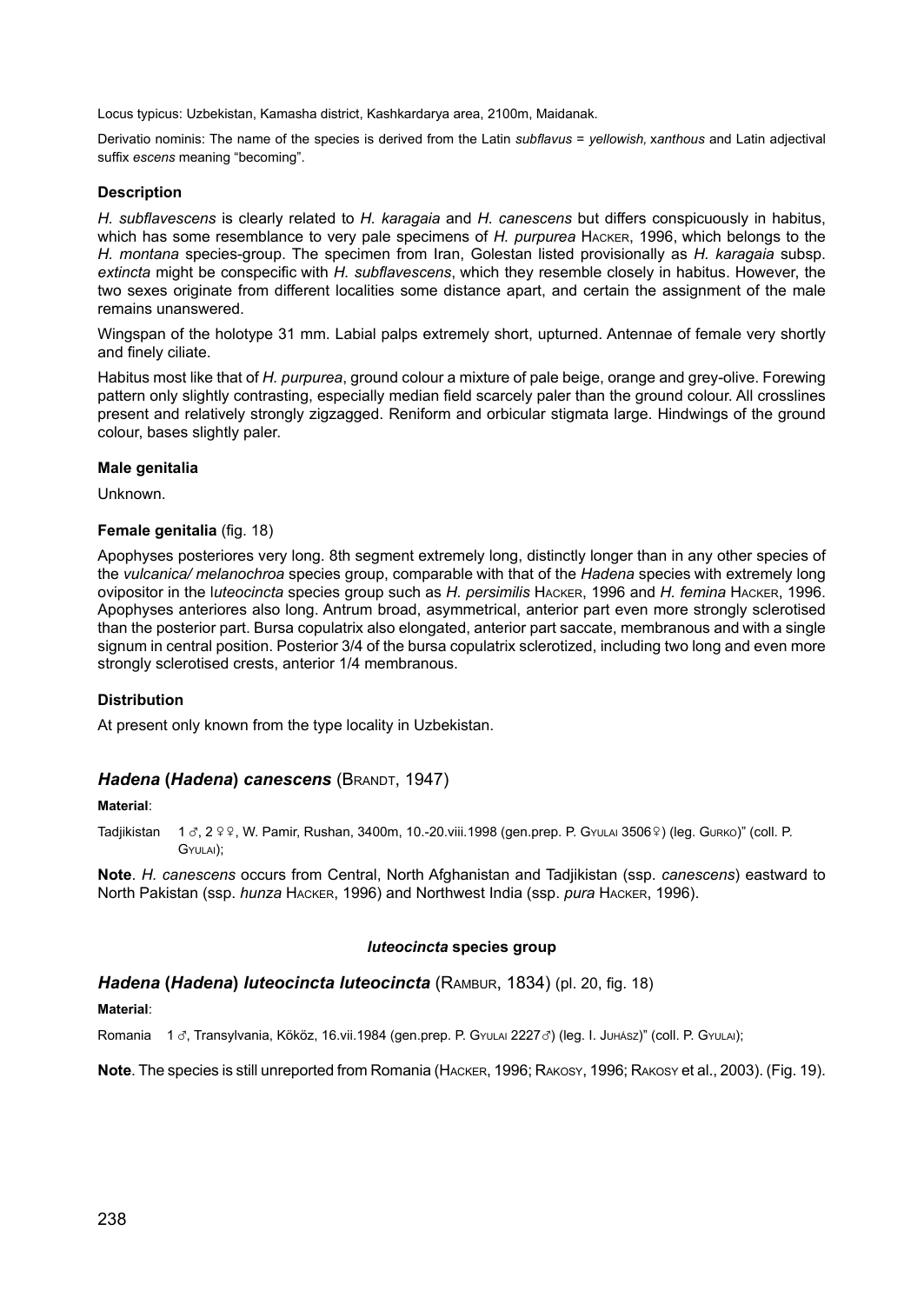Locus typicus: Uzbekistan, Kamasha district, Kashkardarya area, 2100m, Maidanak.

Derivatio nominis: The name of the species is derived from the Latin *subflavus* = *yellowish, xanthous* and Latin adjectival suffix *escens* meaning "becoming".

### Description

*H. subflavescens* is clearly related to *H. karagaia* and *H. canescens* but differs conspicuously in habitus, which has some resemblance to very pale specimens of *H. purpurea* Hacker, 1996, which belongs to the *H. montana* species-group. The specimen from Iran, Golestan listed provisionally as *H. karagaia* subsp. *extincta* might be conspecific with *H. subflavescens*, which they resemble closely in habitus. However, the two sexes originate from different localities some distance apart, and certain the assignment of the male remains unanswered.

Wingspan of the holotype 31 mm. Labial palps extremely short, upturned. Antennae of female very shortly and finely ciliate.

Habitus most like that of *H. purpurea*, ground colour a mixture of pale beige, orange and grey-olive. Forewing pattern only slightly contrasting, especially median field scarcely paler than the ground colour. All crosslines present and relatively strongly zigzagged. Reniform and orbicular stigmata large. Hindwings of the ground colour, bases slightly paler.

### Male genitalia

Unknown.

### Female genitalia (fig. 18)

Apophyses posteriores very long. 8th segment extremely long, distinctly longer than in any other species of the *vulcanica/ melanochroa* species group, comparable with that of the *Hadena* species with extremely long ovipositor in the l*uteocincta* species group such as *H. persimilis* Hacker, 1996 and *H. femina* Hacker, 1996. Apophyses anteriores also long. Antrum broad, asymmetrical, anterior part even more strongly sclerotised than the posterior part. Bursa copulatrix also elongated, anterior part saccate, membranous and with a single signum in central position. Posterior 3/4 of the bursa copulatrix sclerotized, including two long and even more strongly sclerotised crests, anterior 1/4 membranous.

### Distribution

At present only known from the type locality in Uzbekistan.

## *Hadena* (*Hadena*) *canescens* (Brandt, 1947)

**Material**:

Tadjikistan 1 ♂, 2 ♀♀, W. Pamir, Rushan, 3400m, 10.-20.viii.1998 (gen.prep. P. Gyulai 3506♀) (leg. Gurko)" (coll. P. Gyulai);

**Note**. *H. canescens* occurs from Central, North Afghanistan and Tadjikistan (ssp. *canescens*) eastward to North Pakistan (ssp. *hunza* Hacker, 1996) and Northwest India (ssp. *pura* Hacker, 1996).

### *luteocincta* species group

## *Hadena* (*Hadena*) *luteocincta luteocincta* (Rambur, 1834) (pl. 20, fig. 18)

**Material**:

Romania 1 ♂, Transylvania, Köböz, 16.vii.1984 (gen.prep. P. Gyulai 2227♂) (leg. I. Juhász)" (coll. P. Gyulai);

**Note**. The species is still unreported from Romania (Hacker, 1996; Rakosy, 1996; Rakosy et al., 2003). (Fig. 19).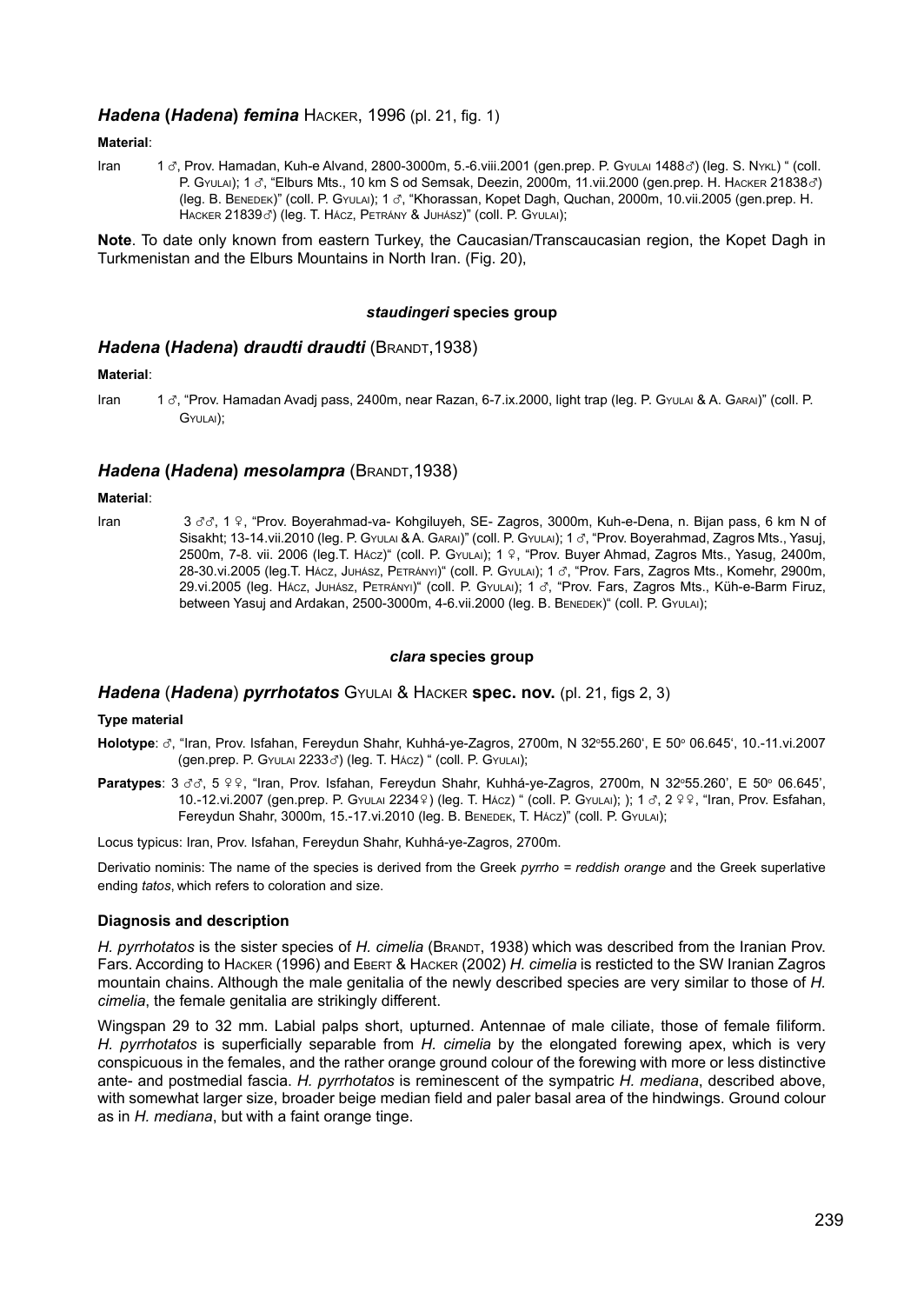### *Hadena* (*Hadena*) *femina* Hacker, 1996 (pl. 21, fig. 1)

**Material**:

Iran 1 ♂, Prov. Hamadan, Kuh-e Alvand, 2800-3000m, 5.-6.viii.2001 (gen.prep. P. Gyulai 1488♂) (leg. S. Nykl) " (coll. P. Gyulai); 1 ♂, "Elburs Mts., 10 km S od Semsak, Deezin, 2000m, 11.vii.2000 (gen.prep. H. Hacker 21838♂) (leg. B. Benedek)" (coll. P. Gyulai); 1 ♂, "Khorassan, Kopet Dagh, Quchan, 2000m, 10.vii.2005 (gen.prep. H. Hacker 21839♂) (leg. T. Hácz, Petrány & Juhász)" (coll. P. Gyulai);

**Note**. To date only known from eastern Turkey, the Caucasian/Transcaucasian region, the Kopet Dagh in Turkmenistan and the Elburs Mountains in North Iran. (Fig. 20),

#### *staudingeri* species group

### *Hadena* (*Hadena*) *draudti draudti* (Brandt,1938)

**Material**:

Iran 1 ♂, "Prov. Hamadan Avadj pass, 2400m, near Razan, 6-7.ix.2000, light trap (leg. P. Gyulai & A. Garai)" (coll. P. Gyulai);

### *Hadena* (*Hadena*) *mesolampra* (Brandt,1938)

**Material**:

Iran 3 ♂♂, 1 ♀, "Prov. Boyerahmad-va- Kohgiluyeh, SE- Zagros, 3000m, Kuh-e-Dena, n. Bijan pass, 6 km N of Sisakht; 13-14.vii.2010 (leg. P. Gyulai & A. Garai)" (coll. P. Gyulai); 1 ♂, "Prov. Boyerahmad, Zagros Mts., Yasuj, 2500m, 7-8. vii. 2006 (leg.T. Hácz)" (coll. P. Gyulai); 1 ♀, "Prov. Buyer Ahmad, Zagros Mts., Yasug, 2400m, 28-30.vi.2005 (leg.T. Hácz, Juhász, Petrányi)" (coll. P. Gyulai); 1 ♂, "Prov. Fars, Zagros Mts., Komehr, 2900m, 29.vi.2005 (leg. Hácz, Juhász, Petrányi)" (coll. P. Gyulai); 1 ♂, "Prov. Fars, Zagros Mts., Küh-e-Barm Firuz, between Yasuj and Ardakan, 2500-3000m, 4-6.vii.2000 (leg. B. Benedek)" (coll. P. Gyulai);

#### *clara* species group

### *Hadena* (*Hadena*) *pyrrhotatos* Gyulai & Hacker **spec. nov.** (pl. 21, figs 2, 3)

**Type material**

**Holotype**: ♂, "Iran, Prov. Isfahan, Fereydun Shahr, Kuhhá-ye-Zagros, 2700m, N 32°55.260', E 50° 06.645', 10.-11.vi.2007 (gen.prep. P. Gyulai 2233♂) (leg. T. Hácz) " (coll. P. Gyulai);

**Paratypes**: 3 ♂♂, 5 ♀♀, "Iran, Prov. Isfahan, Fereydun Shahr, Kuhhá-ye-Zagros, 2700m, N 32°55.260', E 50° 06.645', 10.-12.vi.2007 (gen.prep. P. Gyulai 2234♀) (leg. T. Hácz) " (coll. P. Gyulai); ); 1 ♂, 2 ♀♀, "Iran, Prov. Esfahan, Fereydun Shahr, 3000m, 15.-17.vi.2010 (leg. B. Benedek, T. Hácz)" (coll. P. Gyulai);

Locus typicus: Iran, Prov. Isfahan, Fereydun Shahr, Kuhhá-ye-Zagros, 2700m.

Derivatio nominis: The name of the species is derived from the Greek *pyrrho = reddish orange* and the Greek superlative ending *tatos*, which refers to coloration and size.

#### Diagnosis and description

*H. pyrrhotatos* is the sister species of *H. cimelia* (Brandt, 1938) which was described from the Iranian Prov. Fars. According to Hacker (1996) and Ebert & Hacker (2002) *H. cimelia* is resticted to the SW Iranian Zagros mountain chains. Although the male genitalia of the newly described species are very similar to those of *H. cimelia*, the female genitalia are strikingly different.

Wingspan 29 to 32 mm. Labial palps short, upturned. Antennae of male ciliate, those of female filiform. *H. pyrrhotatos* is superficially separable from *H. cimelia* by the elongated forewing apex, which is very conspicuous in the females, and the rather orange ground colour of the forewing with more or less distinctive ante- and postmedial fascia. *H. pyrrhotatos* is reminescent of the sympatric *H. mediana*, described above, with somewhat larger size, broader beige median field and paler basal area of the hindwings. Ground colour as in *H. mediana*, but with a faint orange tinge.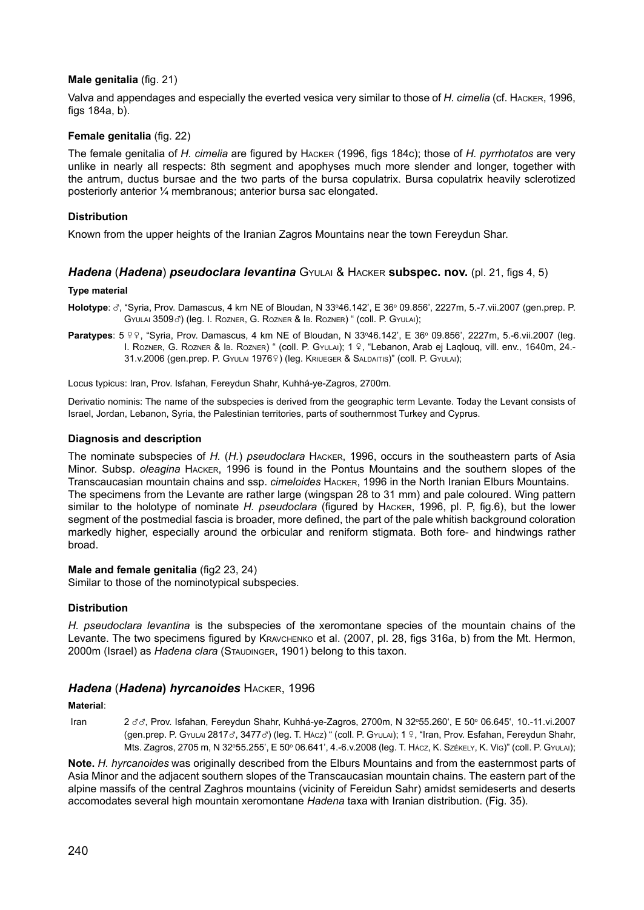**Male genitalia** (fig. 21)

Valva and appendages and especially the everted vesica very similar to those of *H. cimelia* (cf. Hacker, 1996, figs 184a, b).

**Female genitalia** (fig. 22)

The female genitalia of *H. cimelia* are figured by Hacker (1996, figs 184c); those of *H. pyrrhotatos* are very unlike in nearly all respects: 8th segment and apophyses much more slender and longer, together with the antrum, ductus bursae and the two parts of the bursa copulatrix. Bursa copulatrix heavily sclerotized posteriorly anterior ¼ membranous; anterior bursa sac elongated.

**Distribution**

Known from the upper heights of the Iranian Zagros Mountains near the town Fereydun Shar.

## *Hadena* (*Hadena*) *pseudoclara levantina* Gyulai & Hacker subspec. nov. (pl. 21, figs 4, 5)

**Type material**

**Holotype**: ♂, "Syria, Prov. Damascus, 4 km NE of Bloudan, N 33°46.142', E 36° 09.856', 2227m, 5.-7.vii.2007 (gen.prep. P. Gyulai 3509♂) (leg. I. Rozner, G. Rozner & Ib. Rozner) " (coll. P. Gyulai);

**Paratypes**: 5 ♀♀, "Syria, Prov. Damascus, 4 km NE of Bloudan, N 33°46.142', E 36° 09.856', 2227m, 5.-6.vii.2007 (leg. I. Rozner, G. Rozner & Ib. Rozner) " (coll. P. Gyulai); 1 ♀, "Lebanon, Arab ej Laqlouq, vill. env., 1640m, 24.-31.v.2006 (gen.prep. P. Gyulai 1976♀) (leg. Krieger & Saldaitis)" (coll. P. Gyulai);

Locus typicus: Iran, Prov. Isfahan, Fereydun Shahr, Kuhhá-ye-Zagros, 2700m.

Derivatio nominis: The name of the subspecies is derived from the geographic term Levante. Today the Levant consists of Israel, Jordan, Lebanon, Syria, the Palestinian territories, parts of southernmost Turkey and Cyprus.

**Diagnosis and description**

The nominate subspecies of *H.* (*H.*) *pseudoclara* Hacker, 1996, occurs in the southeastern parts of Asia Minor. Subsp. *oleagina* Hacker, 1996 is found in the Pontus Mountains and the southern slopes of the Transcaucasian mountain chains and ssp. *cimeloides* Hacker, 1996 in the North Iranian Elburs Mountains. The specimens from the Levante are rather large (wingspan 28 to 31 mm) and pale coloured. Wing pattern similar to the holotype of nominate *H. pseudoclara* (figured by Hacker, 1996, pl. P, fig.6), but the lower segment of the postmedial fascia is broader, more defined, the part of the pale whitish background coloration markedly higher, especially around the orbicular and reniform stigmata. Both fore- and hindwings rather broad.

**Male and female genitalia** (fig2 23, 24)

Similar to those of the nominotypical subspecies.

**Distribution**

*H. pseudoclara levantina* is the subspecies of the xeromontane species of the mountain chains of the Levante. The two specimens figured by Kravchenko et al. (2007, pl. 28, figs 316a, b) from the Mt. Hermon, 2000m (Israel) as *Hadena clara* (Staudinger, 1901) belong to this taxon.

## *Hadena* (*Hadena*) *hyrcanoides* Hacker, 1996

**Material**:

Iran 2 ♂♂, Prov. Isfahan, Fereydun Shahr, Kuhhá-ye-Zagros, 2700m, N 32°55.260', E 50° 06.645', 10.-11.vi.2007 (gen.prep. P. Gyulai 2817♂, 3477♂) (leg. T. Hácz) " (coll. P. Gyulai); 1 ♀, "Iran, Prov. Esfahan, Fereydun Shahr, Mts. Zagros, 2705 m, N 32°55.255', E 50° 06.641', 4.-6.v.2008 (leg. T. Hácz, K. Székely, K. Víg)" (coll. P. Gyulai);

**Note.** *H. hyrcanoides* was originally described from the Elburs Mountains and from the easternmost parts of Asia Minor and the adjacent southern slopes of the Transcaucasian mountain chains. The eastern part of the alpine massifs of the central Zaghros mountains (vicinity of Fereidun Sahr) amidst semideserts and deserts accomodates several high mountain xeromontane *Hadena* taxa with Iranian distribution. (Fig. 35).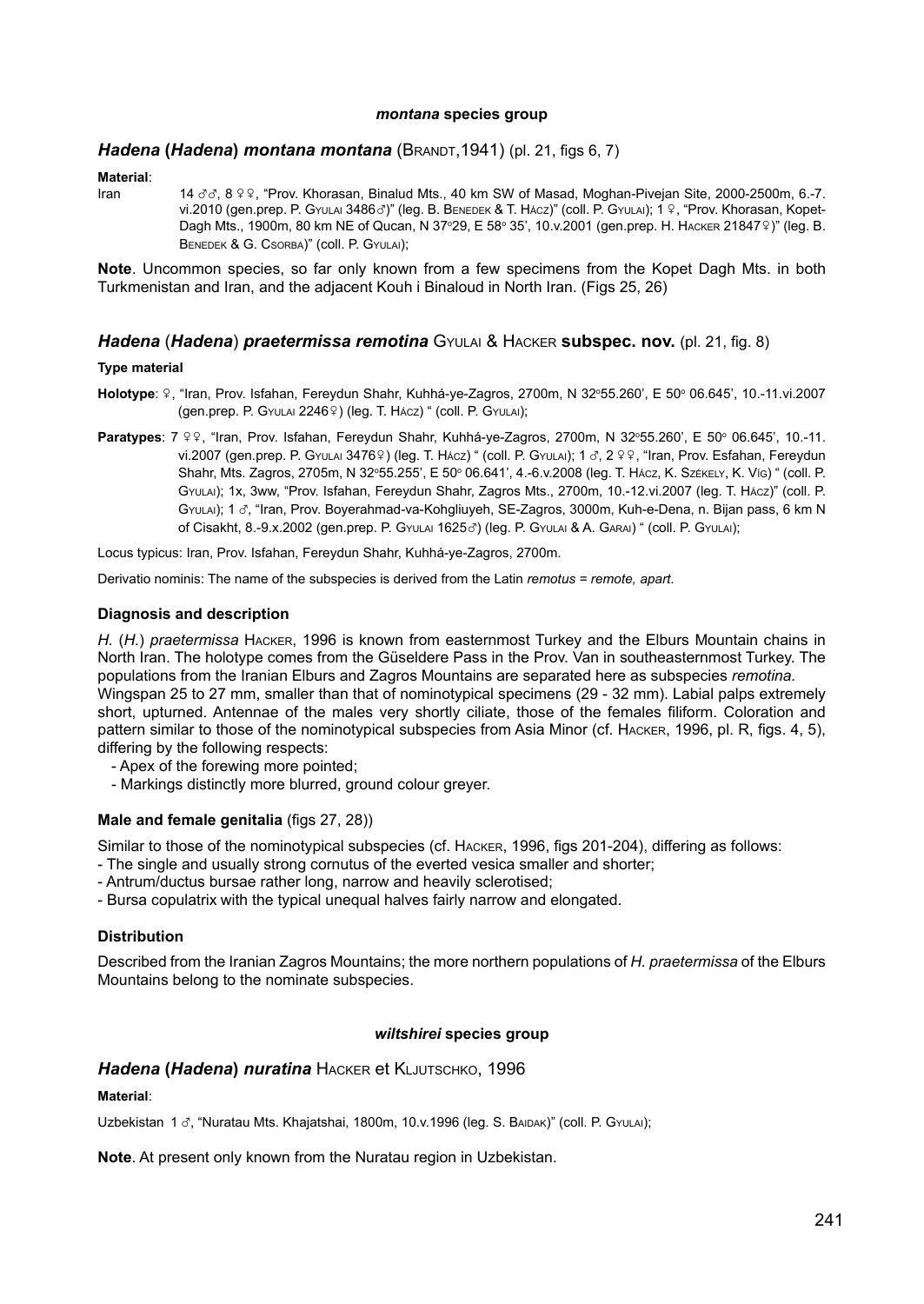#### *montana* species group

### *Hadena* (*Hadena*) *montana montana* (Brandt,1941) (pl. 21, figs 6, 7)

**Material**:

Iran 14 ♂♂, 8 ♀♀, "Prov. Khorasan, Binalud Mts., 40 km SW of Masad, Moghan-Pivejan Site, 2000-2500m, 6.-7. vi.2010 (gen.prep. P. Gyulai 3486♂)" (leg. B. Benedek & T. Hácz)" (coll. P. Gyulai); 1 ♀, "Prov. Khorasan, Kopet-Dagh Mts., 1900m, 80 km NE of Qucan, N 37°29, E 58° 35', 10.v.2001 (gen.prep. H. Hacker 21847♀)" (leg. B. Benedek & G. Csorba)" (coll. P. Gyulai);

**Note**. Uncommon species, so far only known from a few specimens from the Kopet Dagh Mts. in both Turkmenistan and Iran, and the adjacent Kouh i Binaloud in North Iran. (Figs 25, 26)

### *Hadena* (*Hadena*) *praetermissa remotina* Gyulai & Hacker **subspec. nov.** (pl. 21, fig. 8)

**Type material**

**Holotype**: ♀, "Iran, Prov. Isfahan, Fereydun Shahr, Kuhhá-ye-Zagros, 2700m, N 32°55.260', E 50° 06.645', 10.-11.vi.2007 (gen.prep. P. Gyulai 2246♀) (leg. T. Hácz) " (coll. P. Gyulai);

**Paratypes**: 7 ♀♀, "Iran, Prov. Isfahan, Fereydun Shahr, Kuhhá-ye-Zagros, 2700m, N 32°55.260', E 50° 06.645', 10.-11. vi.2007 (gen.prep. P. Gyulai 3476♀) (leg. T. Hácz) " (coll. P. Gyulai); 1 ♂, 2 ♀♀, "Iran, Prov. Esfahan, Fereydun Shahr, Mts. Zagros, 2705m, N 32°55.255', E 50° 06.641', 4.-6.vi.2008 (leg. T. Hácz, K. Székely, K. Vig) " (coll. P. Gyulai); 1x, 3ww, "Prov. Isfahan, Fereydun Shahr, Zagros Mts., 2700m, 10.-12.vi.2007 (leg. T. Hácz)" (coll. P. Gyulai); 1 ♂, "Iran, Prov. Boyerahmad-va-Kohgliuyeh, SE-Zagros, 3000m, Kuh-e-Dena, n. Bijan pass, 6 km N of Cisakht, 8.-9.x.2002 (gen.prep. P. Gyulai 1625♂) (leg. P. Gyulai & A. Garai) " (coll. P. Gyulai);

Locus typicus: Iran, Prov. Isfahan, Fereydun Shahr, Kuhhá-ye-Zagros, 2700m.

Derivatio nominis: The name of the subspecies is derived from the Latin *remotus = remote, apart*.

#### Diagnosis and description

*H.* (*H.*) *praetermissa* Hacker, 1996 is known from easternmost Turkey and the Elburs Mountain chains in North Iran. The holotype comes from the Güseldere Pass in the Prov. Van in southeasternmost Turkey. The populations from the Iranian Elburs and Zagros Mountains are separated here as subspecies *remotina.*

Wingspan 25 to 27 mm, smaller than that of nominotypical specimens (29 - 32 mm). Labial palps extremely short, upturned. Antennae of the males very shortly ciliate, those of the females filiform. Coloration and pattern similar to those of the nominotypical subspecies from Asia Minor (cf. Hacker, 1996, pl. R, figs. 4, 5), differing by the following respects:

- Apex of the forewing more pointed;
- Markings distinctly more blurred, ground colour greyer.

#### Male and female genitalia (figs 27, 28))

Similar to those of the nominotypical subspecies (cf. Hacker, 1996, figs 201-204), differing as follows:

- The single and usually strong cornutus of the everted vesica smaller and shorter;
- Antrum/ductus bursae rather long, narrow and heavily sclerotised;
- Bursa copulatrix with the typical unequal halves fairly narrow and elongated.

#### Distribution

Described from the Iranian Zagros Mountains; the more northern populations of *H. praetermissa* of the Elburs Mountains belong to the nominate subspecies.

#### *wiltshirei* species group

### *Hadena* (*Hadena*) *nuratina* Hacker et Kljutschko, 1996

**Material**:

Uzbekistan 1 ♂, "Nuratau Mts. Khajatshai, 1800m, 10.v.1996 (leg. S. Baidak)" (coll. P. Gyulai);

**Note**. At present only known from the Nuratau region in Uzbekistan.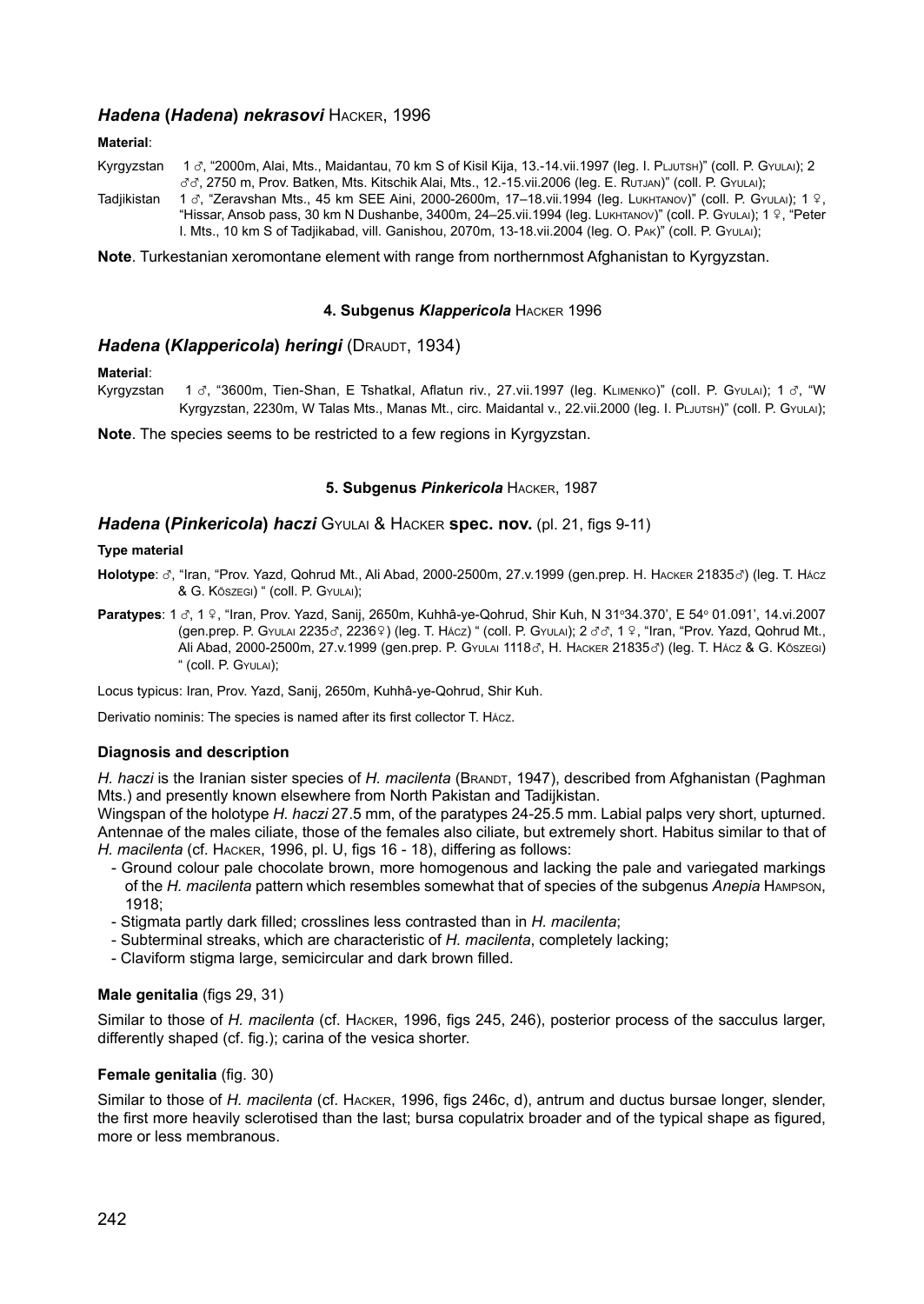### *Hadena* (*Hadena*) *nekrasovi* Hacker, 1996

**Material**:

Kyrgyzstan 1 ♂, "2000m, Alai, Mts., Maidantau, 70 km S of Kisil Kija, 13.-14.vii.1997 (leg. I. Pljutsh)" (coll. P. Gyulai); 2 ♂♂, 2750 m, Prov. Batken, Mts. Kitschik Alai, Mts., 12.-15.vii.2006 (leg. E. Rutjan)" (coll. P. Gyulai);

Tadjikistan 1 ♂, "Zeravshan Mts., 45 km SEE Aini, 2000-2600m, 17–18.vii.1994 (leg. Lukhtanov)" (coll. P. Gyulai); 1 ♀, "Hissar, Ansob pass, 30 km N Dushanbe, 3400m, 24–25.vii.1994 (leg. Lukhtanov)" (coll. P. Gyulai); 1 ♀, "Peter I. Mts., 10 km S of Tadjikabad, vill. Ganishou, 2070m, 13-18.vii.2004 (leg. O. Pak)" (coll. P. Gyulai);

**Note**. Turkestanian xeromontane element with range from northernmost Afghanistan to Kyrgyzstan.

#### 4. Subgenus *Klappericola* Hacker 1996

### *Hadena* (*Klappericola*) *heringi* (Draudt, 1934)

**Material**:

Kyrgyzstan 1 ♂, "3600m, Tien-Shan, E Tshatkal, Aflatun riv., 27.vii.1997 (leg. Klimenko)" (coll. P. Gyulai); 1 ♂, "W Kyrgyzstan, 2230m, W Talas Mts., Manas Mt., circ. Maidantal v., 22.vii.2000 (leg. I. Pljutsh)" (coll. P. Gyulai);

**Note**. The species seems to be restricted to a few regions in Kyrgyzstan.

#### 5. Subgenus *Pinkericola* Hacker, 1987

### *Hadena* (*Pinkericola*) *haczi* Gyulai & Hacker **spec. nov.** (pl. 21, figs 9-11)

**Type material**

**Holotype**: ♂, "Iran, "Prov. Yazd, Qohrud Mt., Ali Abad, 2000-2500m, 27.v.1999 (gen.prep. H. Hacker 21835♂) (leg. T. Hácz & G. Köszegi) " (coll. P. Gyulai);

**Paratypes**: 1 ♂, 1 ♀, "Iran, Prov. Yazd, Sanij, 2650m, Kuhhâ-ye-Qohrud, Shir Kuh, N 31°34.370', E 54° 01.091', 14.vi.2007 (gen.prep. P. Gyulai 2235♂, 2236♀) (leg. T. Hácz) " (coll. P. Gyulai); 2 ♂♂, 1 ♀, "Iran, "Prov. Yazd, Qohrud Mt., Ali Abad, 2000-2500m, 27.v.1999 (gen.prep. P. Gyulai 1118♂, H. Hacker 21835♂) (leg. T. Hácz & G. Köszegi) " (coll. P. Gyulai);

Locus typicus: Iran, Prov. Yazd, Sanij, 2650m, Kuhhâ-ye-Qohrud, Shir Kuh.

Derivatio nominis: The species is named after its first collector T. Hácz.

#### Diagnosis and description

*H. haczi* is the Iranian sister species of *H. macilenta* (Brandt, 1947), described from Afghanistan (Paghman Mts.) and presently known elsewhere from North Pakistan and Tadijkistan.

Wingspan of the holotype *H. haczi* 27.5 mm, of the paratypes 24-25.5 mm. Labial palps very short, upturned. Antennae of the males ciliate, those of the females also ciliate, but extremely short. Habitus similar to that of *H. macilenta* (cf. Hacker, 1996, pl. U, figs 16 - 18), differing as follows:

- Ground colour pale chocolate brown, more homogenous and lacking the pale and variegated markings of the *H. macilenta* pattern which resembles somewhat that of species of the subgenus *Anepia* Hampson, 1918;
- Stigmata partly dark filled; crosslines less contrasted than in *H. macilenta*;
- Subterminal streaks, which are characteristic of *H. macilenta*, completely lacking;
- Claviform stigma large, semicircular and dark brown filled.

#### Male genitalia (figs 29, 31)

Similar to those of *H. macilenta* (cf. Hacker, 1996, figs 245, 246), posterior process of the sacculus larger, differently shaped (cf. fig.); carina of the vesica shorter.

#### Female genitalia (fig. 30)

Similar to those of *H. macilenta* (cf. Hacker, 1996, figs 246c, d), antrum and ductus bursae longer, slender, the first more heavily sclerotised than the last; bursa copulatrix broader and of the typical shape as figured, more or less membranous.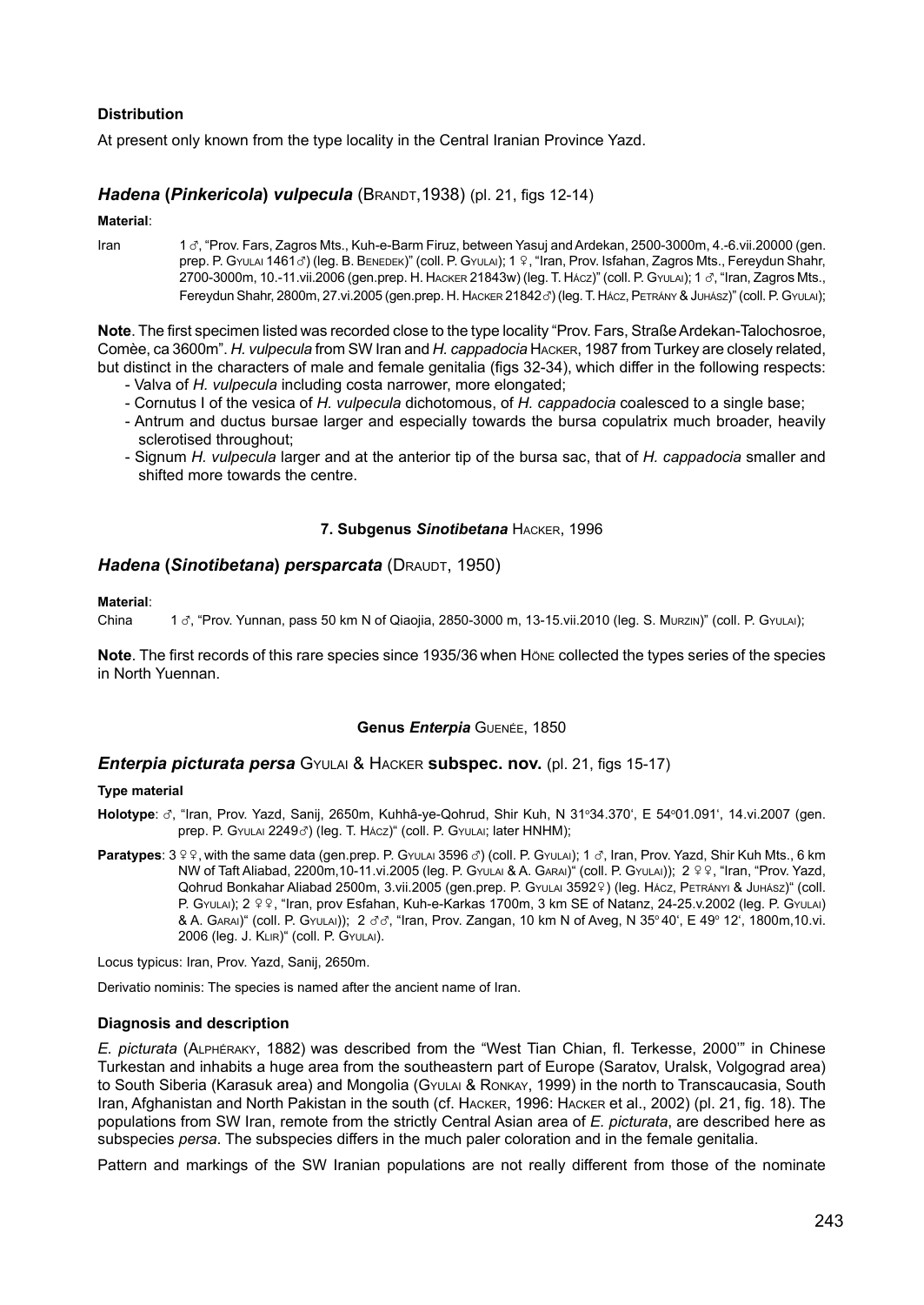### Distribution

At present only known from the type locality in the Central Iranian Province Yazd.

## *Hadena* (*Pinkericola*) *vulpecula* (Brandt,1938) (pl. 21, figs 12-14)

**Material**:

Iran 1 ♂, "Prov. Fars, Zagros Mts., Kuh-e-Barm Firuz, between Yasuj and Ardekan, 2500-3000m, 4.-6.vii.20000 (gen. prep. P. Gyulai 1461♂) (leg. B. Benedek)" (coll. P. Gyulai); 1 ♀, "Iran, Prov. Isfahan, Zagros Mts., Fereydun Shahr, 2700-3000m, 10.-11.vii.2006 (gen.prep. H. Hacker 21843w) (leg. T. Hácz)" (coll. P. Gyulai); 1 ♂, "Iran, Zagros Mts., Fereydun Shahr, 2800m, 27.vi.2005 (gen.prep. H. Hacker 21842♂) (leg. T. Hácz, Petrány & Juhász)" (coll. P. Gyulai);

**Note**. The first specimen listed was recorded close to the type locality "Prov. Fars, Straße Ardekan-Talochosroe, Comèe, ca 3600m". *H. vulpecula* from SW Iran and *H. cappadocia* Hacker, 1987 from Turkey are closely related, but distinct in the characters of male and female genitalia (figs 32-34), which differ in the following respects:

- Valva of *H. vulpecula* including costa narrower, more elongated;
- Cornutus I of the vesica of *H. vulpecula* dichotomous, of *H. cappadocia* coalesced to a single base;
- Antrum and ductus bursae larger and especially towards the bursa copulatrix much broader, heavily sclerotised throughout;
- Signum *H. vulpecula* larger and at the anterior tip of the bursa sac, that of *H. cappadocia* smaller and shifted more towards the centre.

### 7. Subgenus *Sinotibetana* Hacker, 1996

## *Hadena* (*Sinotibetana*) *persparcata* (Draudt, 1950)

**Material**:

China 1 ♂, "Prov. Yunnan, pass 50 km N of Qiaojia, 2850-3000 m, 13-15.vii.2010 (leg. S. Murzin)" (coll. P. Gyulai);

**Note**. The first records of this rare species since 1935/36 when Höne collected the types series of the species in North Yuennan.

### Genus *Enterpia* Guenée, 1850

## *Enterpia picturata persa* Gyulai & Hacker **subspec. nov.** (pl. 21, figs 15-17)

**Type material**

**Holotype**: ♂, "Iran, Prov. Yazd, Sanij, 2650m, Kuhhâ-ye-Qohrud, Shir Kuh, N 31°34.370', E 54°01.091', 14.vi.2007 (gen. prep. P. Gyulai 2249♂) (leg. T. Hácz)" (coll. P. Gyulai; later HNHM);

**Paratypes**: 3 ♀♀, with the same data (gen.prep. P. Gyulai 3596 ♂) (coll. P. Gyulai); 1 ♂, Iran, Prov. Yazd, Shir Kuh Mts., 6 km NW of Taft Aliabad, 2200m,10-11.vi.2005 (leg. P. Gyulai & A. Garai)" (coll. P. Gyulai)); 2 ♀♀, "Iran, "Prov. Yazd, Qohrud Bonkahar Aliabad 2500m, 3.vii.2005 (gen.prep. P. Gyulai 3592♀) (leg. Hácz, Petrányi & Juhász)" (coll. P. Gyulai); 2 ♀♀, "Iran, prov Esfahan, Kuh-e-Karkas 1700m, 3 km SE of Natanz, 24-25.v.2002 (leg. P. Gyulai) & A. Garai)" (coll. P. Gyulai)); 2 ♂♂, "Iran, Prov. Zangan, 10 km N of Aveg, N 35° 40', E 49° 12', 1800m,10.vi. 2006 (leg. J. Klir)" (coll. P. Gyulai).

Locus typicus: Iran, Prov. Yazd, Sanij, 2650m.

Derivatio nominis: The species is named after the ancient name of Iran.

### Diagnosis and description

*E. picturata* (Alphéraky, 1882) was described from the "West Tian Chian, fl. Terkesse, 2000'" in Chinese Turkestan and inhabits a huge area from the southeastern part of Europe (Saratov, Uralsk, Volgograd area) to South Siberia (Karasuk area) and Mongolia (Gyulai & Ronkay, 1999) in the north to Transcaucasia, South Iran, Afghanistan and North Pakistan in the south (cf. Hacker, 1996: Hacker et al., 2002) (pl. 21, fig. 18). The populations from SW Iran, remote from the strictly Central Asian area of *E. picturata*, are described here as subspecies *persa*. The subspecies differs in the much paler coloration and in the female genitalia.

Pattern and markings of the SW Iranian populations are not really different from those of the nominate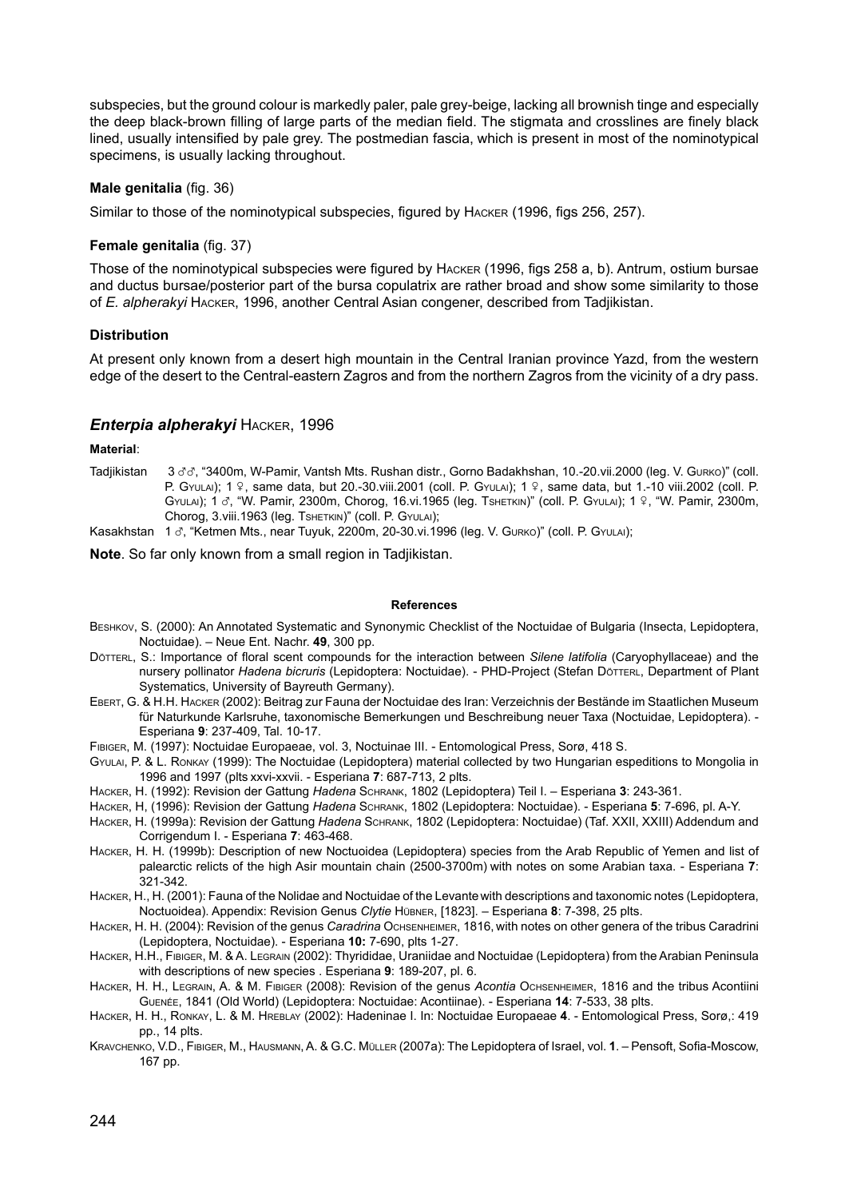subspecies, but the ground colour is markedly paler, pale grey-beige, lacking all brownish tinge and especially the deep black-brown filling of large parts of the median field. The stigmata and crosslines are finely black lined, usually intensified by pale grey. The postmedian fascia, which is present in most of the nominotypical specimens, is usually lacking throughout.

**Male genitalia** (fig. 36)

Similar to those of the nominotypical subspecies, figured by Hacker (1996, figs 256, 257).

**Female genitalia** (fig. 37)

Those of the nominotypical subspecies were figured by Hacker (1996, figs 258 a, b). Antrum, ostium bursae and ductus bursae/posterior part of the bursa copulatrix are rather broad and show some similarity to those of *E. alpherakyi* Hacker, 1996, another Central Asian congener, described from Tadjikistan.

**Distribution**

At present only known from a desert high mountain in the Central Iranian province Yazd, from the western edge of the desert to the Central-eastern Zagros and from the northern Zagros from the vicinity of a dry pass.

## ***Enterpia alpherakyi*** Hacker, 1996

**Material**:

Tadjikistan 3 ♂♂, "3400m, W-Pamir, Vantsh Mts. Rushan distr., Gorno Badakhshan, 10.-20.vii.2000 (leg. V. Gurko)" (coll. P. Gyulai); 1 ♀, same data, but 20.-30.viii.2001 (coll. P. Gyulai); 1 ♀, same data, but 1.-10 viii.2002 (coll. P. Gyulai); 1 ♂, "W. Pamir, 2300m, Chorog, 16.vi.1965 (leg. Tshetkin)" (coll. P. Gyulai); 1 ♀, "W. Pamir, 2300m, Chorog, 3.viii.1963 (leg. Tshetkin)" (coll. P. Gyulai);

Kasakhstan 1 ♂, "Ketmen Mts., near Tuyuk, 2200m, 20-30.vi.1996 (leg. V. Gurko)" (coll. P. Gyulai);

**Note**. So far only known from a small region in Tadjikistan.

#### References

Beshkov, S. (2000): An Annotated Systematic and Synonymic Checklist of the Noctuidae of Bulgaria (Insecta, Lepidoptera, Noctuidae). – Neue Ent. Nachr. **49**, 300 pp.

Dötterl, S.: Importance of floral scent compounds for the interaction between *Silene latifolia* (Caryophyllaceae) and the nursery pollinator *Hadena bicruris* (Lepidoptera: Noctuidae). - PHD-Project (Stefan Dötterl, Department of Plant Systematics, University of Bayreuth Germany).

Ebert, G. & H.H. Hacker (2002): Beitrag zur Fauna der Noctuidae des Iran: Verzeichnis der Bestände im Staatlichen Museum für Naturkunde Karlsruhe, taxonomische Bemerkungen und Beschreibung neuer Taxa (Noctuidae, Lepidoptera). - Esperiana **9**: 237-409, Tal. 10-17.

Fibiger, M. (1997): Noctuidae Europaeae, vol. 3, Noctuinae III. - Entomological Press, Sorø, 418 S.

Gyulai, P. & L. Ronkay (1999): The Noctuidae (Lepidoptera) material collected by two Hungarian espeditions to Mongolia in 1996 and 1997 (plts xxvi-xxvii. - Esperiana **7**: 687-713, 2 plts.

Hacker, H. (1992): Revision der Gattung *Hadena* Schrank, 1802 (Lepidoptera) Teil I. – Esperiana **3**: 243-361.

Hacker, H, (1996): Revision der Gattung *Hadena* Schrank, 1802 (Lepidoptera: Noctuidae). - Esperiana **5**: 7-696, pl. A-Y.

Hacker, H. (1999a): Revision der Gattung *Hadena* Schrank, 1802 (Lepidoptera: Noctuidae) (Taf. XXII, XXIII) Addendum and Corrigendum I. - Esperiana **7**: 463-468.

Hacker, H. H. (1999b): Description of new Noctuoidea (Lepidoptera) species from the Arab Republic of Yemen and list of palearctic relicts of the high Asir mountain chain (2500-3700m) with notes on some Arabian taxa. - Esperiana **7**: 321-342.

Hacker, H., H. (2001): Fauna of the Nolidae and Noctuidae of the Levante with descriptions and taxonomic notes (Lepidoptera, Noctuoidea). Appendix: Revision Genus *Clytie* Hübner, [1823]. – Esperiana **8**: 7-398, 25 plts.

Hacker, H. H. (2004): Revision of the genus *Caradrina* Ochsenheimer, 1816, with notes on other genera of the tribus Caradrini (Lepidoptera, Noctuidae). - Esperiana **10:** 7-690, plts 1-27.

Hacker, H.H., Fibiger, M. & A. Legrain (2002): Thyrididae, Uraniidae and Noctuidae (Lepidoptera) from the Arabian Peninsula with descriptions of new species . Esperiana **9**: 189-207, pl. 6.

Hacker, H. H., Legrain, A. & M. Fibiger (2008): Revision of the genus *Acontia* Ochsenheimer, 1816 and the tribus Acontiini Guenée, 1841 (Old World) (Lepidoptera: Noctuidae: Acontiinae). - Esperiana **14**: 7-533, 38 plts.

Hacker, H. H., Ronkay, L. & M. Hreblay (2002): Hadeninae I. In: Noctuidae Europaeae **4**. - Entomological Press, Sorø,: 419 pp., 14 plts.

Kravchenko, V.D., Fibiger, M., Hausmann, A. & G.C. Müller (2007a): The Lepidoptera of Israel, vol. **1**. – Pensoft, Sofia-Moscow, 167 pp.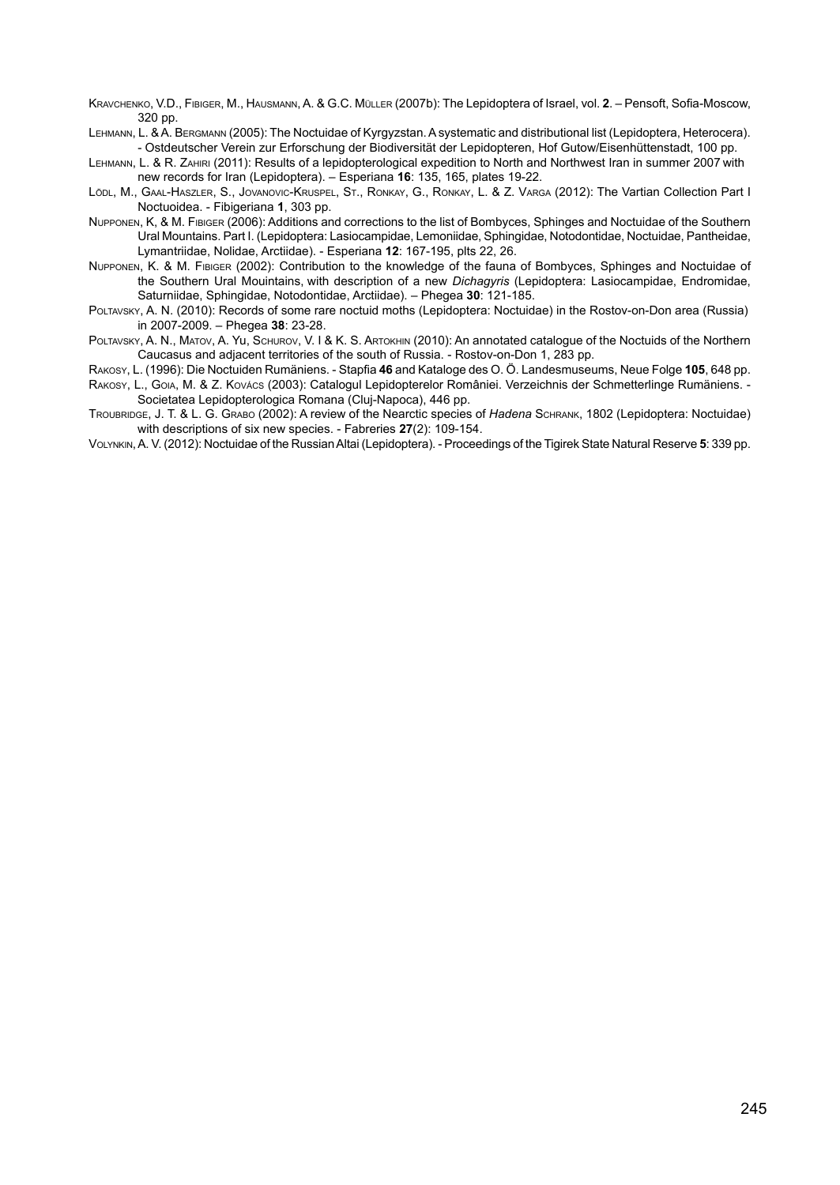Kravchenko, V.D., Fibiger, M., Hausmann, A. & G.C. Müller (2007b): The Lepidoptera of Israel, vol. **2**. – Pensoft, Sofia-Moscow, 320 pp.

Lehmann, L. & A. Bergmann (2005): The Noctuidae of Kyrgyzstan. A systematic and distributional list (Lepidoptera, Heterocera). - Ostdeutscher Verein zur Erforschung der Biodiversität der Lepidopteren, Hof Gutow/Eisenhüttenstadt, 100 pp.

Lehmann, L. & R. Zahiri (2011): Results of a lepidopterological expedition to North and Northwest Iran in summer 2007 with new records for Iran (Lepidoptera). – Esperiana **16**: 135, 165, plates 19-22.

Lödl, M., Gaal-Haszler, S., Jovanovic-Kruspel, St., Ronkay, G., Ronkay, L. & Z. Varga (2012): The Vartian Collection Part I Noctuoidea. - Fibigeriana **1**, 303 pp.

Nupponen, K, & M. Fibiger (2006): Additions and corrections to the list of Bombyces, Sphinges and Noctuidae of the Southern Ural Mountains. Part I. (Lepidoptera: Lasiocampidae, Lemoniidae, Sphingidae, Notodontidae, Noctuidae, Pantheidae, Lymantriidae, Nolidae, Arctiidae). - Esperiana **12**: 167-195, plts 22, 26.

Nupponen, K. & M. Fibiger (2002): Contribution to the knowledge of the fauna of Bombyces, Sphinges and Noctuidae of the Southern Ural Mouintains, with description of a new *Dichagyris* (Lepidoptera: Lasiocampidae, Endromidae, Saturniidae, Sphingidae, Notodontidae, Arctiidae). – Phegea **30**: 121-185.

Poltavsky, A. N. (2010): Records of some rare noctuid moths (Lepidoptera: Noctuidae) in the Rostov-on-Don area (Russia) in 2007-2009. – Phegea **38**: 23-28.

Poltavsky, A. N., Matov, A. Yu, Schurov, V. I & K. S. Artokhin (2010): An annotated catalogue of the Noctuids of the Northern Caucasus and adjacent territories of the south of Russia. - Rostov-on-Don 1, 283 pp.

Rakosy, L. (1996): Die Noctuiden Rumäniens. - Stapfia **46** and Kataloge des O. Ö. Landesmuseums, Neue Folge **105**, 648 pp.

Rakosy, L., Goia, M. & Z. Kovács (2003): Catalogul Lepidopterelor României. Verzeichnis der Schmetterlinge Rumäniens. - Societatea Lepidopterologica Romana (Cluj-Napoca), 446 pp.

Troubridge, J. T. & L. G. Grabo (2002): A review of the Nearctic species of *Hadena* Schrank, 1802 (Lepidoptera: Noctuidae) with descriptions of six new species. - Fabreries **27**(2): 109-154.

Volynkin, A. V. (2012): Noctuidae of the Russian Altai (Lepidoptera). - Proceedings of the Tigirek State Natural Reserve **5**: 339 pp.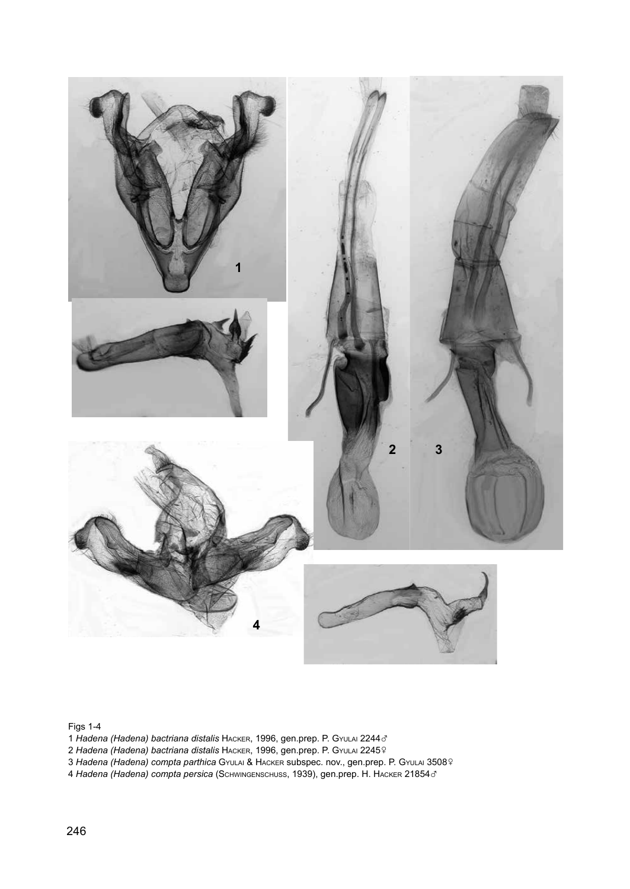Figs 1-4

1 *Hadena (Hadena) bactriana distalis* Hacker, 1996, gen.prep. P. Gyulai 2244♂

2 *Hadena (Hadena) bactriana distalis* Hacker, 1996, gen.prep. P. Gyulai 2245♀

3 *Hadena (Hadena) compta parthica* Gyulai & Hacker subspec. nov., gen.prep. P. Gyulai 3508♀

4 *Hadena (Hadena) compta persica* (Schwingenschuss, 1939), gen.prep. H. Hacker 21854♂